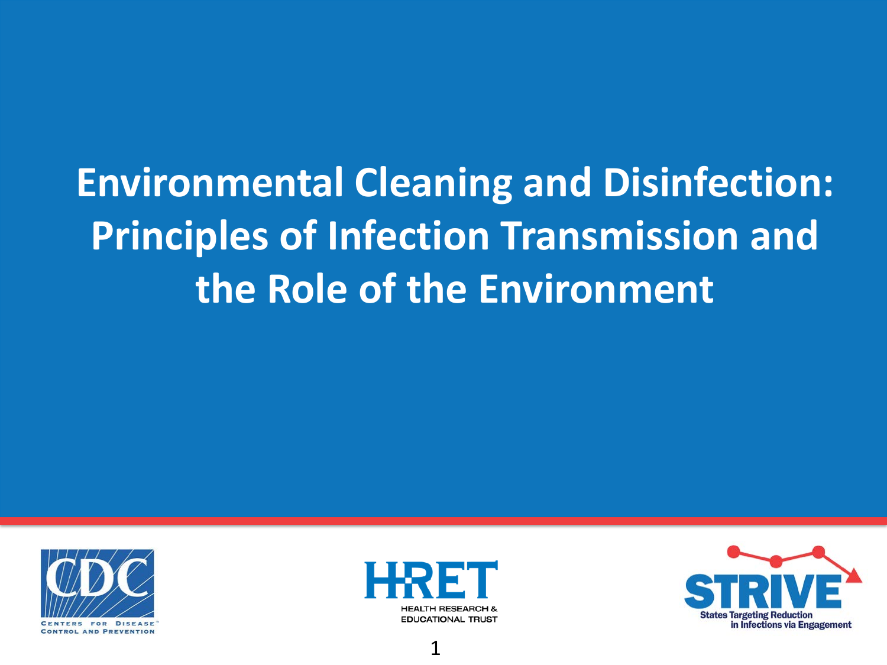# Environmental Cleaning and Disinfection: Principles of Infection Transmission and the Role of the Environment

CENTERS FOR DISEASE CONTROL AND PREVENTION

HRET HEALTH RESEARCH & EDUCATIONAL TRUST

STRIVE States Targeting Reduction in Infections via Engagement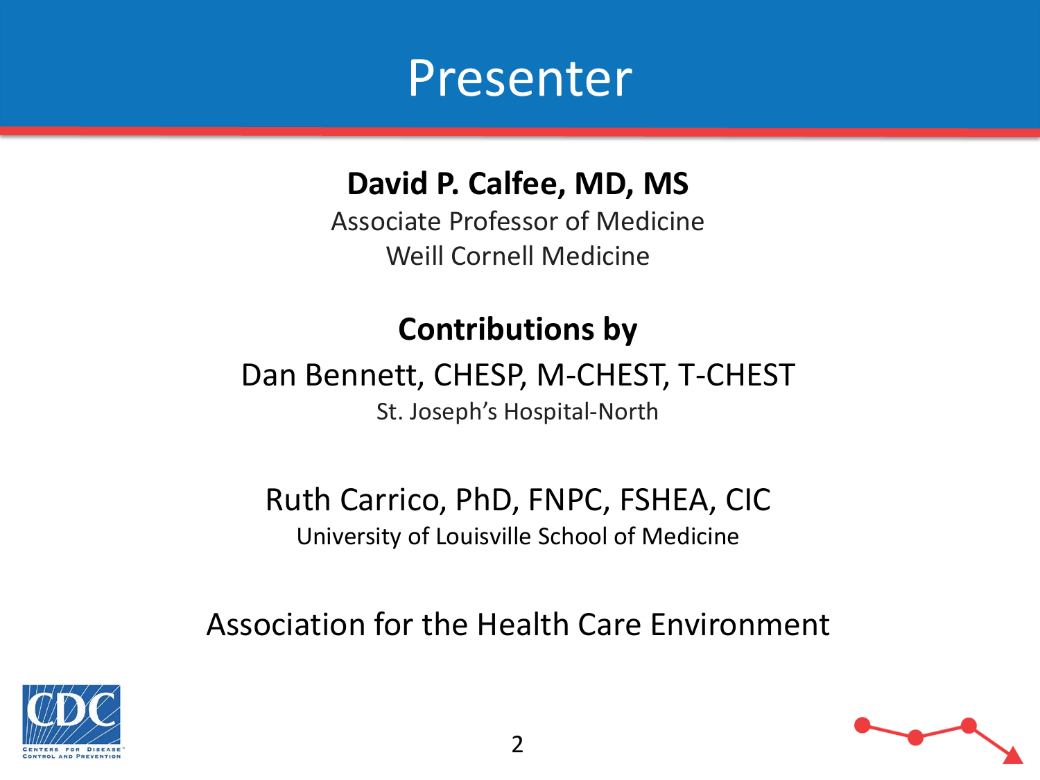# Presenter

**David P. Calfee, MD, MS**

Associate Professor of Medicine
Weill Cornell Medicine

**Contributions by**

Dan Bennett, CHESP, M-CHEST, T-CHEST
St. Joseph's Hospital-North

Ruth Carrico, PhD, FNPC, FSHEA, CIC
University of Louisville School of Medicine

Association for the Health Care Environment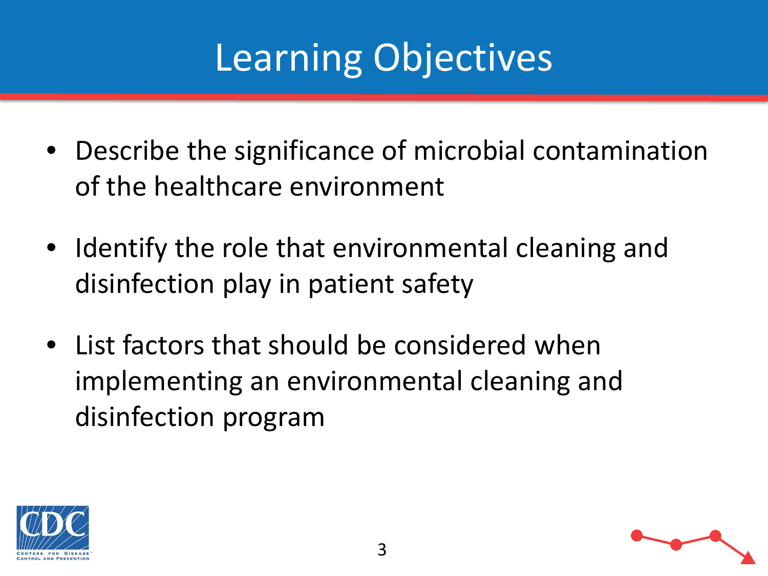# Learning Objectives

- Describe the significance of microbial contamination of the healthcare environment
- Identify the role that environmental cleaning and disinfection play in patient safety
- List factors that should be considered when implementing an environmental cleaning and disinfection program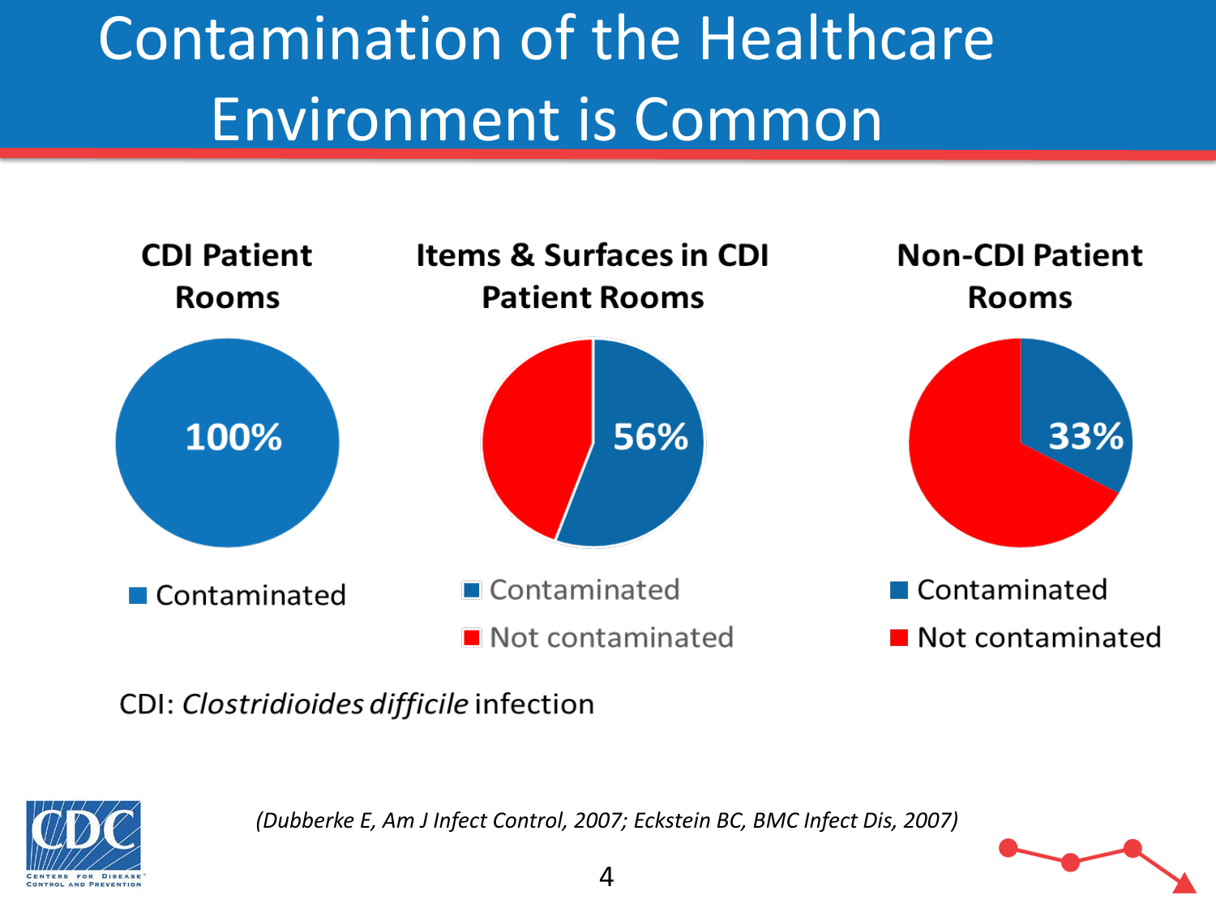# Contamination of the Healthcare Environment is Common

**CDI Patient Rooms**

100%

- Contaminated

**Items & Surfaces in CDI Patient Rooms**

56%

- Contaminated
- Not contaminated

**Non-CDI Patient Rooms**

33%

- Contaminated
- Not contaminated

CDI: *Clostridioides difficile* infection

*(Dubberke E, Am J Infect Control, 2007; Eckstein BC, BMC Infect Dis, 2007)*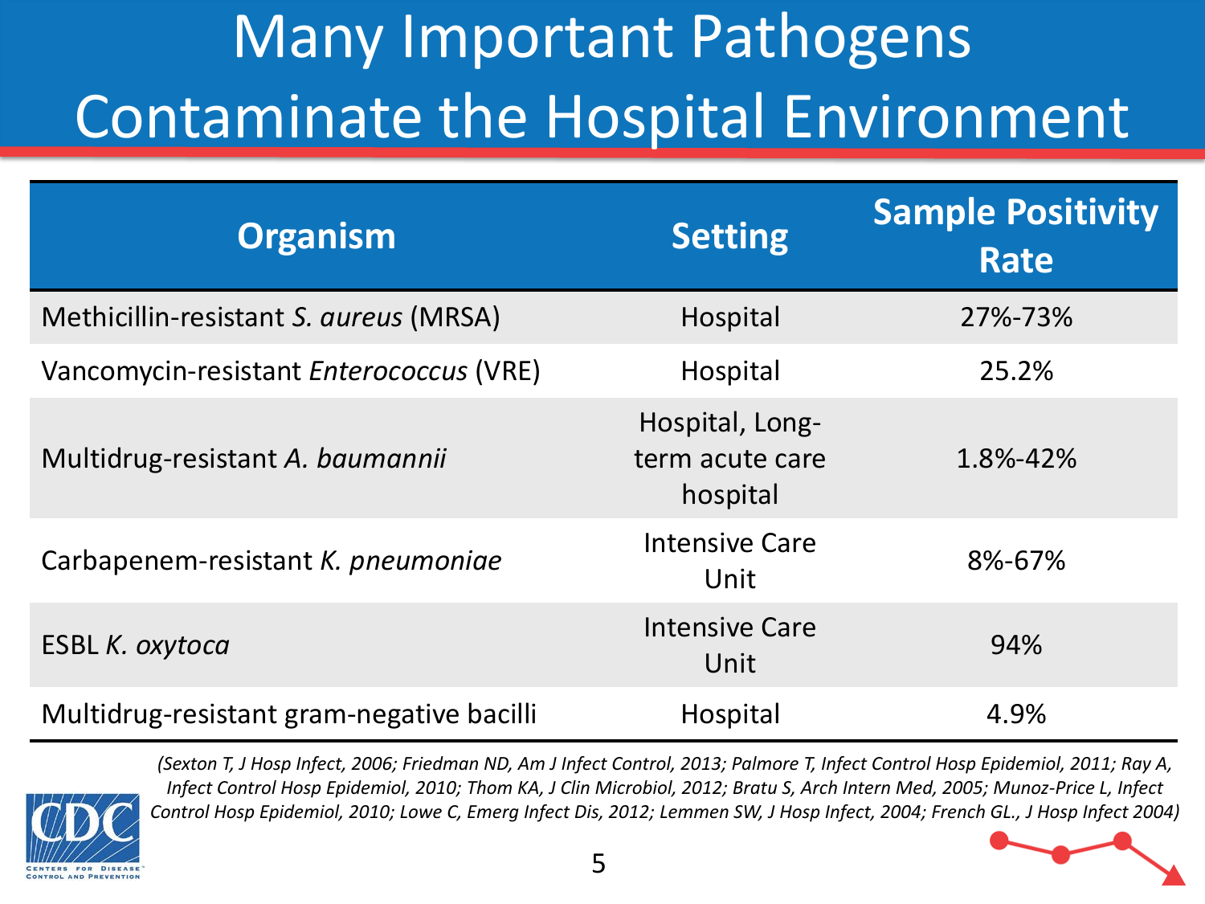# Many Important Pathogens Contaminate the Hospital Environment

| Organism | Setting | Sample Positivity Rate |
| --- | --- | --- |
| Methicillin-resistant *S. aureus* (MRSA) | Hospital | 27%-73% |
| Vancomycin-resistant *Enterococcus* (VRE) | Hospital | 25.2% |
| Multidrug-resistant *A. baumannii* | Hospital, Long-term acute care hospital | 1.8%-42% |
| Carbapenem-resistant *K. pneumoniae* | Intensive Care Unit | 8%-67% |
| ESBL *K. oxytoca* | Intensive Care Unit | 94% |
| Multidrug-resistant gram-negative bacilli | Hospital | 4.9% |

*(Sexton T, J Hosp Infect, 2006; Friedman ND, Am J Infect Control, 2013; Palmore T, Infect Control Hosp Epidemiol, 2011; Ray A, Infect Control Hosp Epidemiol, 2010; Thom KA, J Clin Microbiol, 2012; Bratu S, Arch Intern Med, 2005; Munoz-Price L, Infect Control Hosp Epidemiol, 2010; Lowe C, Emerg Infect Dis, 2012; Lemmen SW, J Hosp Infect, 2004; French GL., J Hosp Infect 2004)*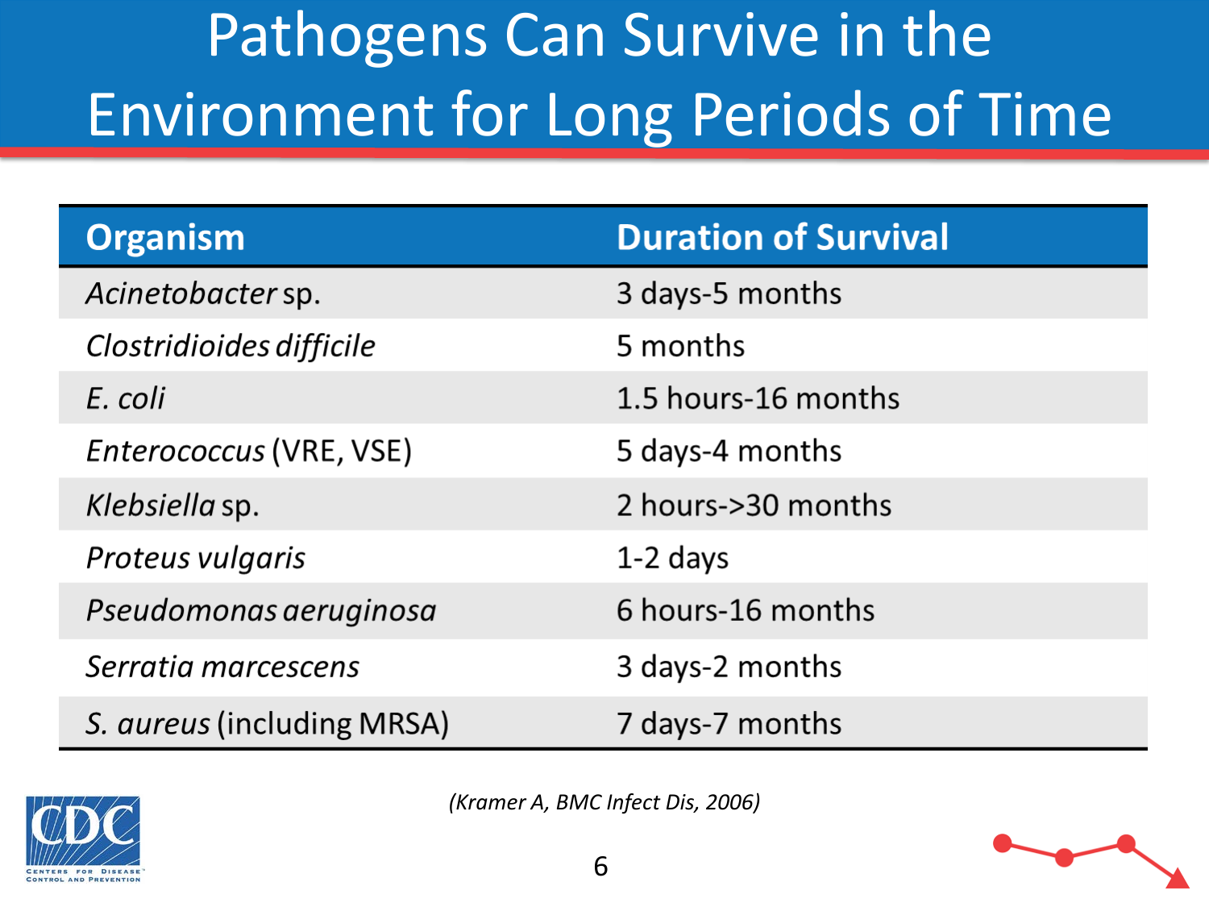# Pathogens Can Survive in the Environment for Long Periods of Time

| Organism | Duration of Survival |
|---|---|
| *Acinetobacter* sp. | 3 days-5 months |
| *Clostridioides difficile* | 5 months |
| *E. coli* | 1.5 hours-16 months |
| *Enterococcus* (VRE, VSE) | 5 days-4 months |
| *Klebsiella* sp. | 2 hours->30 months |
| *Proteus vulgaris* | 1-2 days |
| *Pseudomonas aeruginosa* | 6 hours-16 months |
| *Serratia marcescens* | 3 days-2 months |
| *S. aureus* (including MRSA) | 7 days-7 months |

*(Kramer A, BMC Infect Dis, 2006)*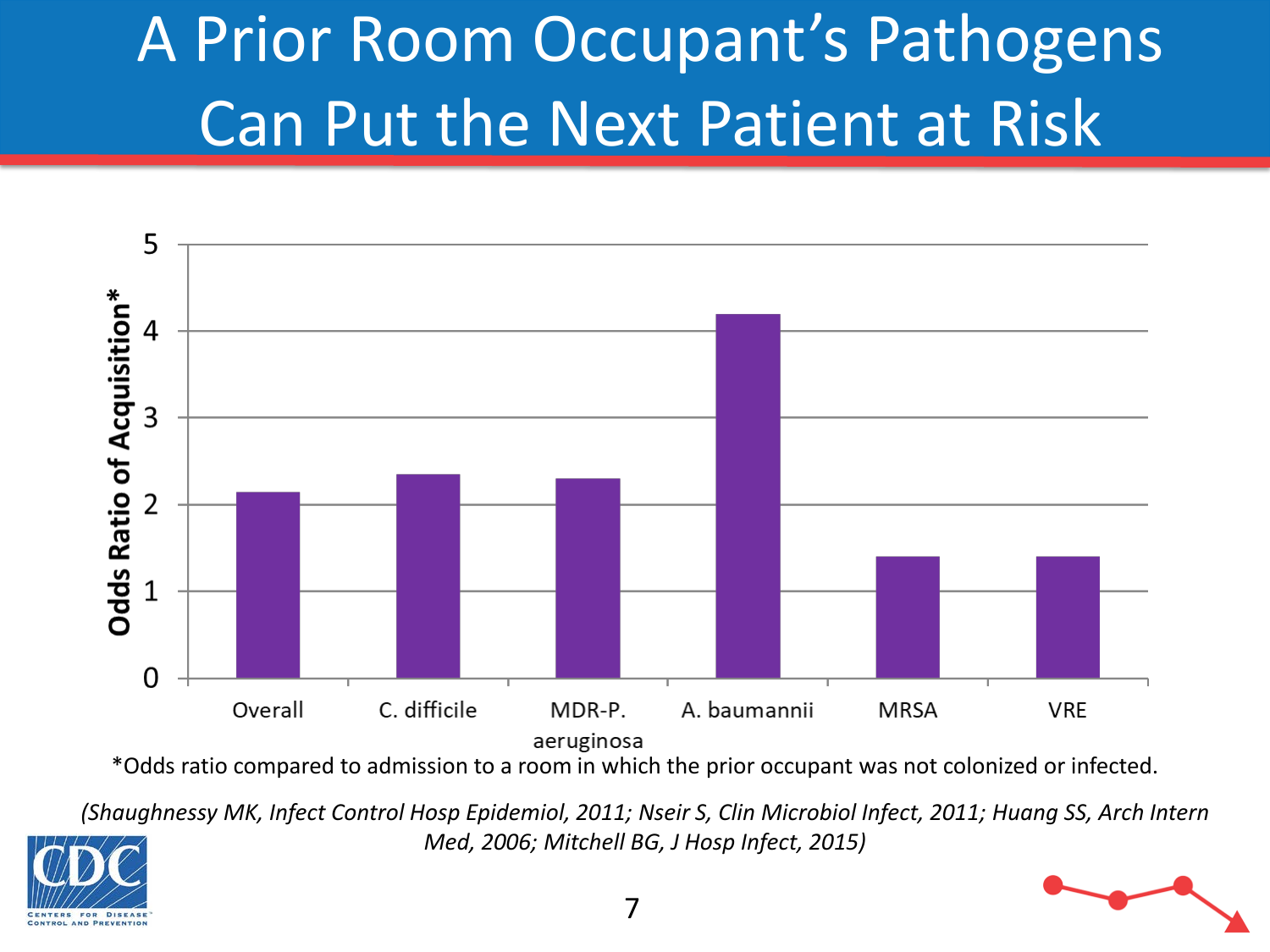# A Prior Room Occupant's Pathogens Can Put the Next Patient at Risk

| | Overall | C. difficile | MDR-P. aeruginosa | A. baumannii | MRSA | VRE |
|---|---|---|---|---|---|---|
| Odds Ratio of Acquisition* | ~2.1 | ~2.35 | ~2.3 | ~4.2 | ~1.4 | ~1.4 |

*Odds ratio compared to admission to a room in which the prior occupant was not colonized or infected.

*(Shaughnessy MK, Infect Control Hosp Epidemiol, 2011; Nseir S, Clin Microbiol Infect, 2011; Huang SS, Arch Intern Med, 2006; Mitchell BG, J Hosp Infect, 2015)*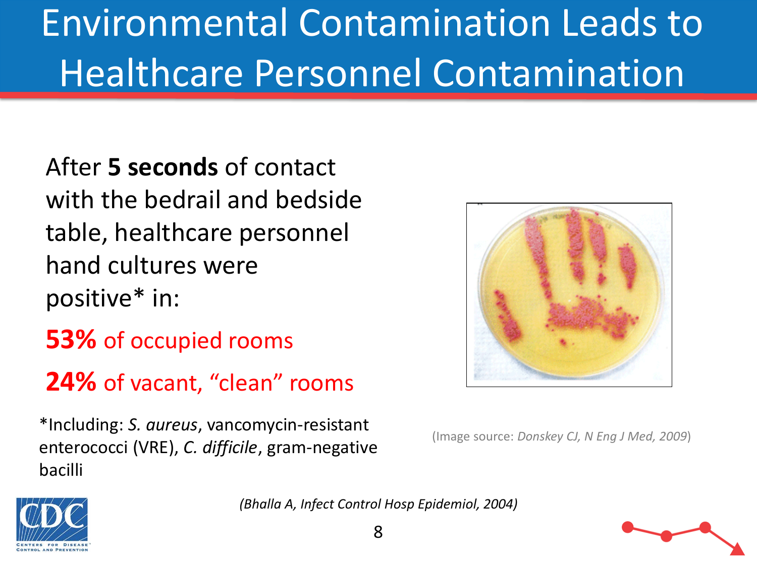# Environmental Contamination Leads to Healthcare Personnel Contamination

After **5 seconds** of contact with the bedrail and bedside table, healthcare personnel hand cultures were positive* in:

**53%** of occupied rooms

**24%** of vacant, "clean" rooms

*Including: *S. aureus*, vancomycin-resistant enterococci (VRE), *C. difficile*, gram-negative bacilli

(Image source: *Donskey CJ, N Eng J Med, 2009*)

*(Bhalla A, Infect Control Hosp Epidemiol, 2004)*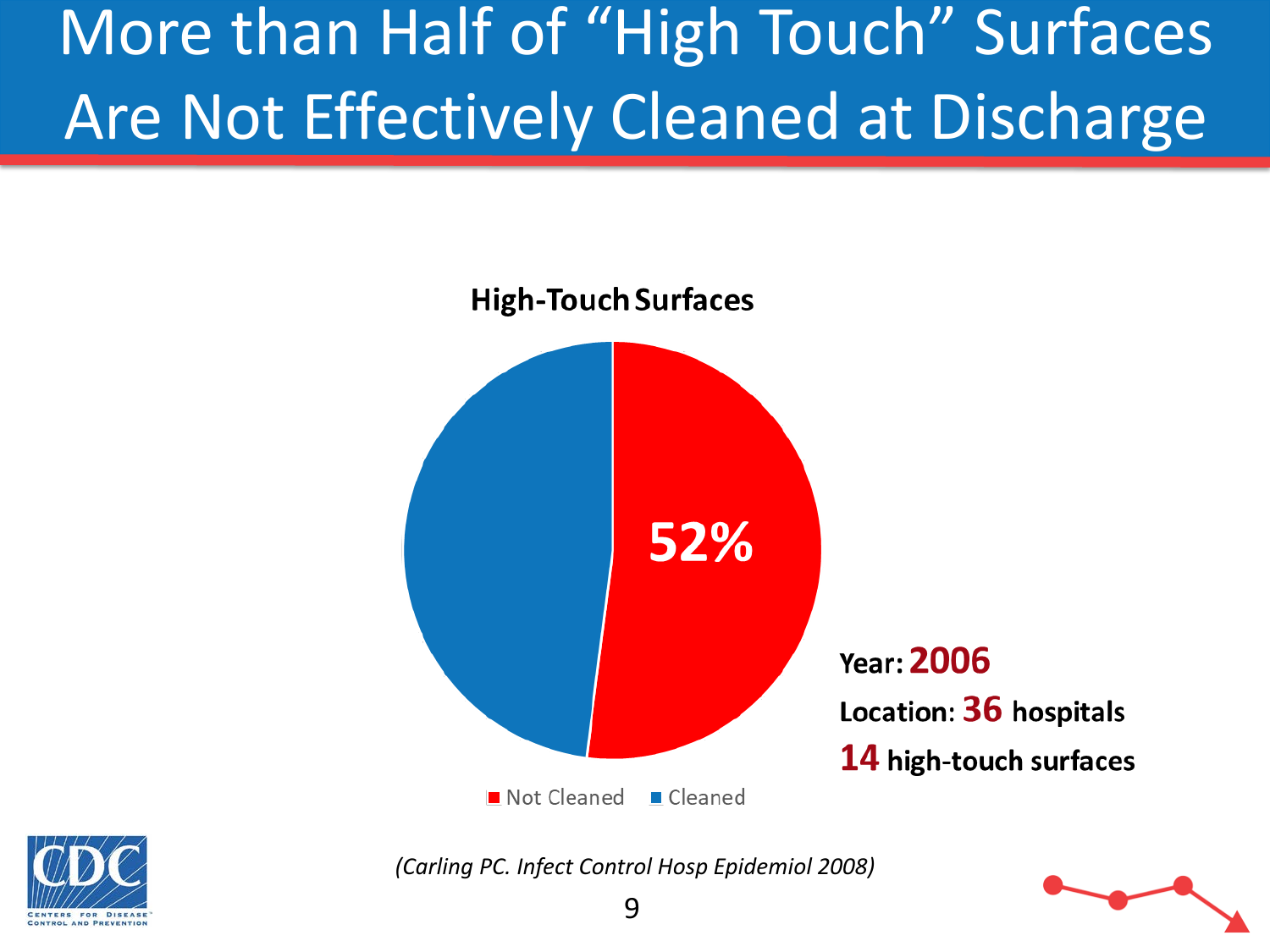# More than Half of "High Touch" Surfaces Are Not Effectively Cleaned at Discharge

**High-Touch Surfaces**

52%

Not Cleaned | Cleaned

**Year: 2006**

**Location: 36 hospitals**

**14 high-touch surfaces**

*(Carling PC. Infect Control Hosp Epidemiol 2008)*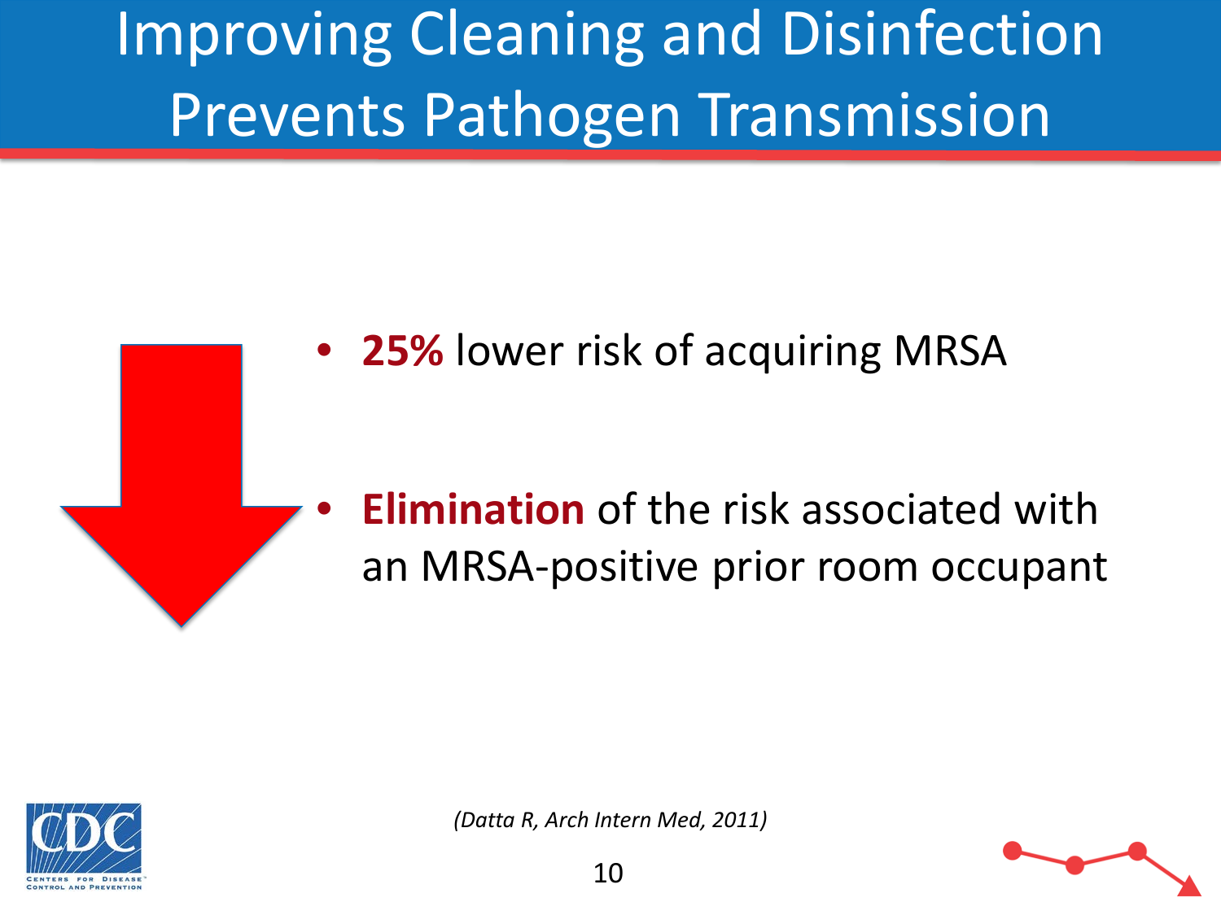# Improving Cleaning and Disinfection Prevents Pathogen Transmission

- **25%** lower risk of acquiring MRSA
- **Elimination** of the risk associated with an MRSA-positive prior room occupant

*(Datta R, Arch Intern Med, 2011)*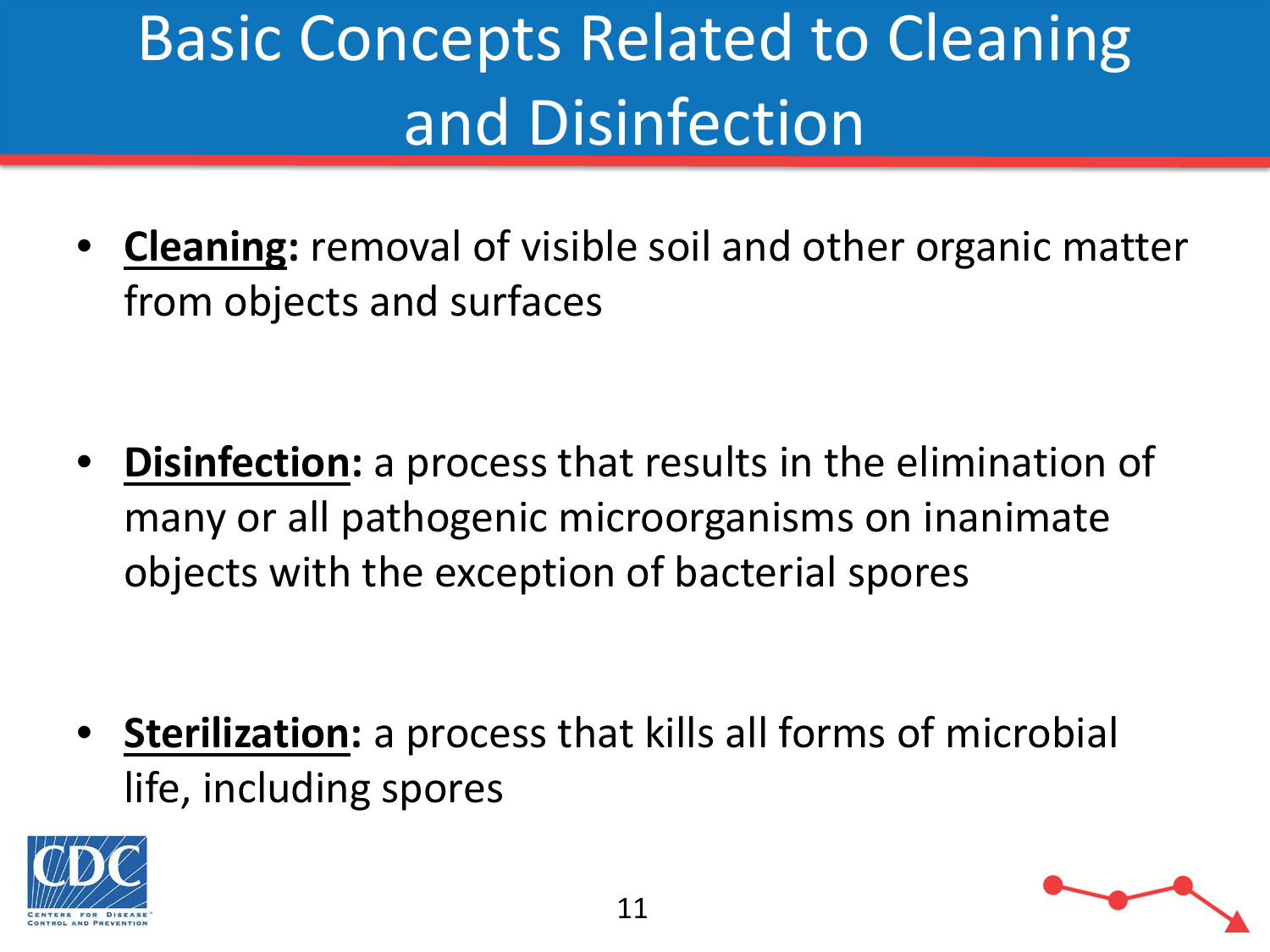# Basic Concepts Related to Cleaning and Disinfection

- **Cleaning:** removal of visible soil and other organic matter from objects and surfaces

- **Disinfection:** a process that results in the elimination of many or all pathogenic microorganisms on inanimate objects with the exception of bacterial spores

- **Sterilization:** a process that kills all forms of microbial life, including spores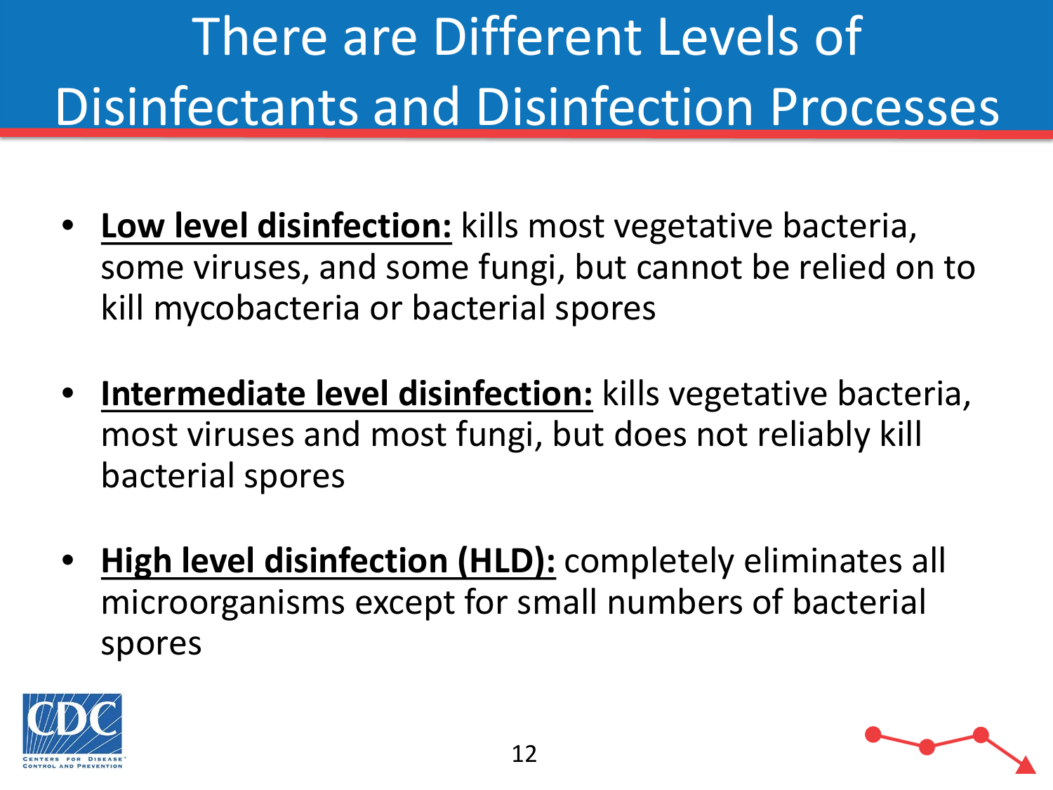# There are Different Levels of Disinfectants and Disinfection Processes

- **Low level disinfection:** kills most vegetative bacteria, some viruses, and some fungi, but cannot be relied on to kill mycobacteria or bacterial spores

- **Intermediate level disinfection:** kills vegetative bacteria, most viruses and most fungi, but does not reliably kill bacterial spores

- **High level disinfection (HLD):** completely eliminates all microorganisms except for small numbers of bacterial spores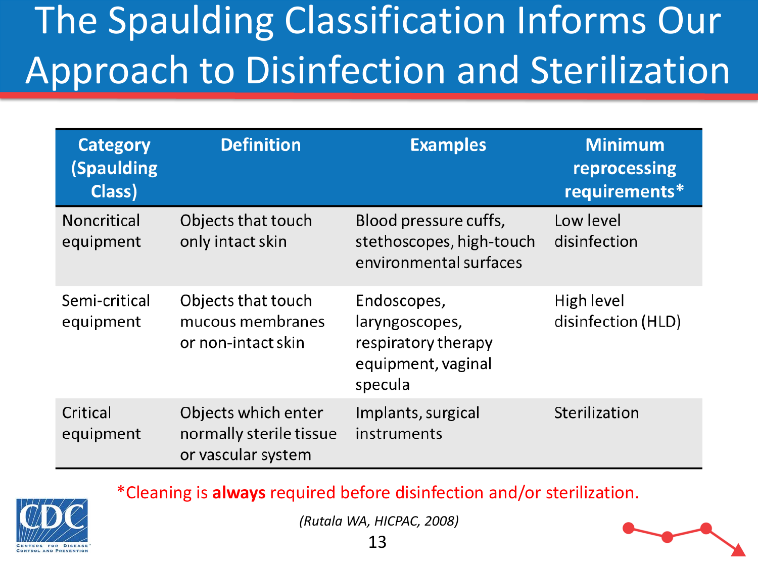# The Spaulding Classification Informs Our Approach to Disinfection and Sterilization

| Category (Spaulding Class) | Definition | Examples | Minimum reprocessing requirements* |
|---|---|---|---|
| Noncritical equipment | Objects that touch only intact skin | Blood pressure cuffs, stethoscopes, high-touch environmental surfaces | Low level disinfection |
| Semi-critical equipment | Objects that touch mucous membranes or non-intact skin | Endoscopes, laryngoscopes, respiratory therapy equipment, vaginal specula | High level disinfection (HLD) |
| Critical equipment | Objects which enter normally sterile tissue or vascular system | Implants, surgical instruments | Sterilization |

*Cleaning is **always** required before disinfection and/or sterilization.

*(Rutala WA, HICPAC, 2008)*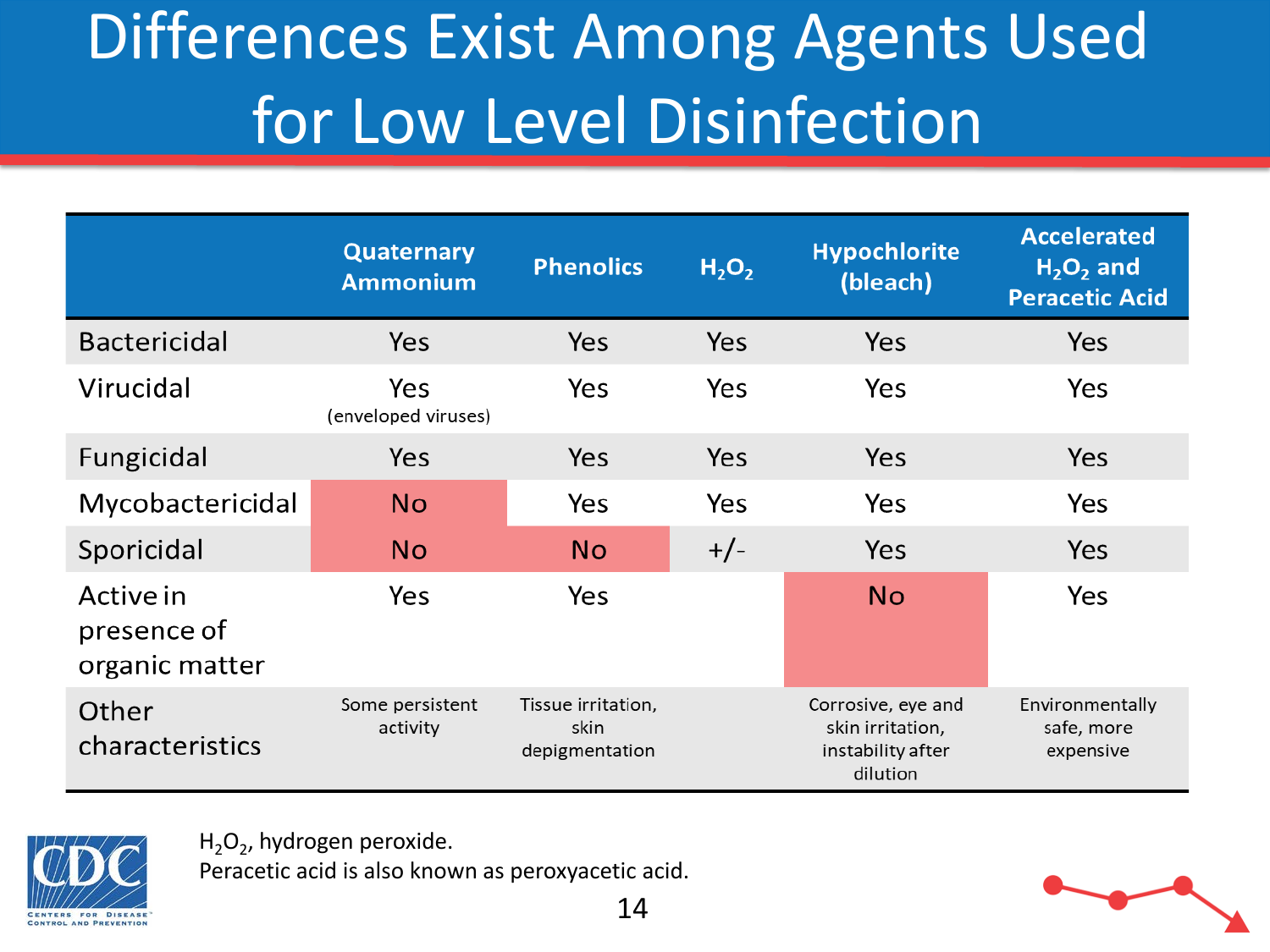# Differences Exist Among Agents Used for Low Level Disinfection

| | Quaternary Ammonium | Phenolics | $H_2O_2$ | Hypochlorite (bleach) | Accelerated $H_2O_2$ and Peracetic Acid |
|---|---|---|---|---|---|
| Bactericidal | Yes | Yes | Yes | Yes | Yes |
| Virucidal | Yes (enveloped viruses) | Yes | Yes | Yes | Yes |
| Fungicidal | Yes | Yes | Yes | Yes | Yes |
| Mycobactericidal | No | Yes | Yes | Yes | Yes |
| Sporicidal | No | No | +/- | Yes | Yes |
| Active in presence of organic matter | Yes | Yes | | No | Yes |
| Other characteristics | Some persistent activity | Tissue irritation, skin depigmentation | | Corrosive, eye and skin irritation, instability after dilution | Environmentally safe, more expensive |

$H_2O_2$, hydrogen peroxide.
Peracetic acid is also known as peroxyacetic acid.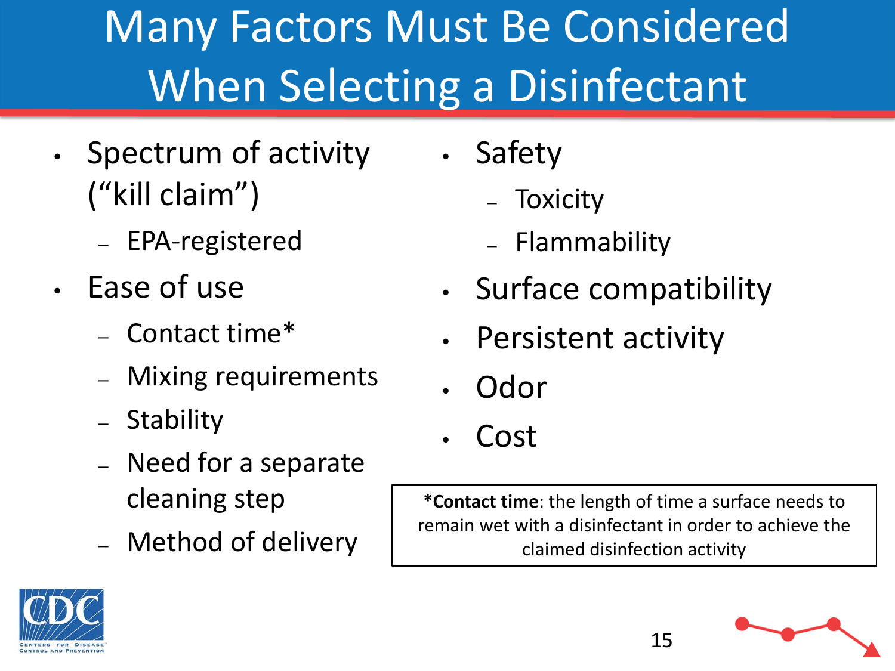# Many Factors Must Be Considered When Selecting a Disinfectant

- Spectrum of activity ("kill claim")
  - EPA-registered
- Ease of use
  - Contact time*
  - Mixing requirements
  - Stability
  - Need for a separate cleaning step
  - Method of delivery
- Safety
  - Toxicity
  - Flammability
- Surface compatibility
- Persistent activity
- Odor
- Cost

***Contact time**: the length of time a surface needs to remain wet with a disinfectant in order to achieve the claimed disinfection activity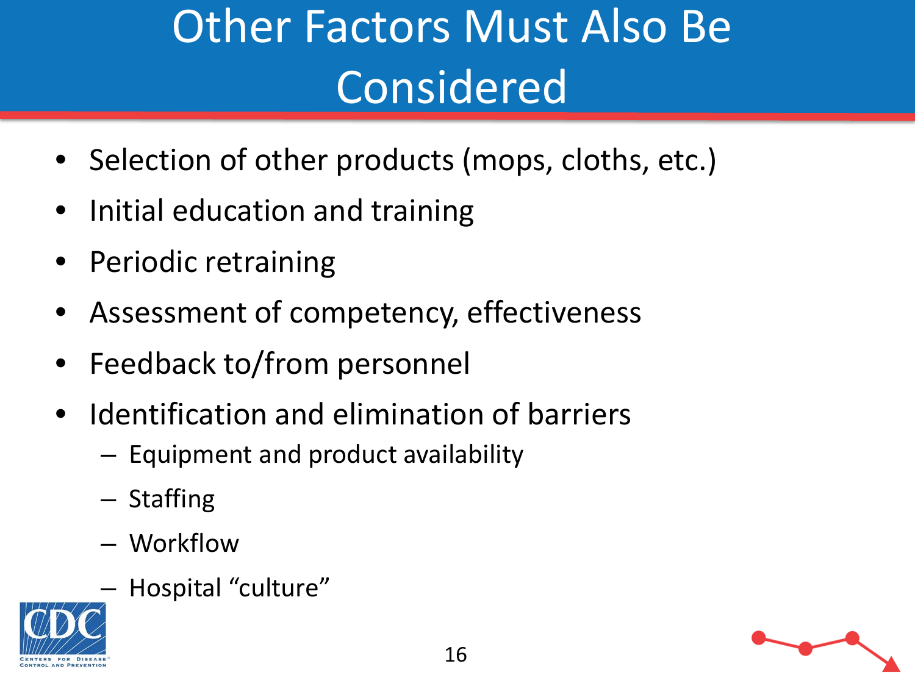# Other Factors Must Also Be Considered

- Selection of other products (mops, cloths, etc.)
- Initial education and training
- Periodic retraining
- Assessment of competency, effectiveness
- Feedback to/from personnel
- Identification and elimination of barriers
  - Equipment and product availability
  - Staffing
  - Workflow
  - Hospital "culture"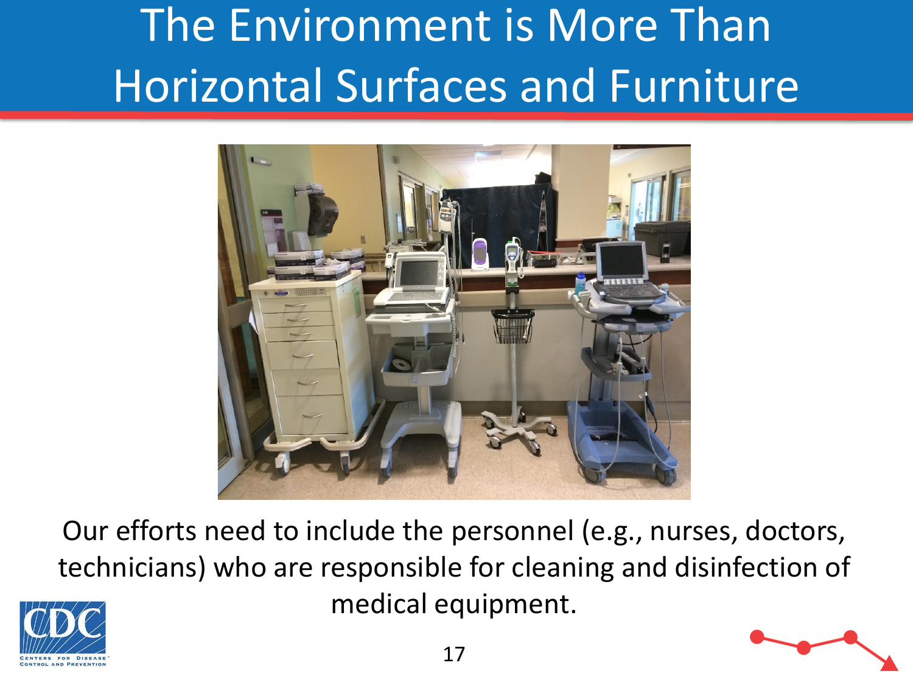# The Environment is More Than Horizontal Surfaces and Furniture

Our efforts need to include the personnel (e.g., nurses, doctors, technicians) who are responsible for cleaning and disinfection of medical equipment.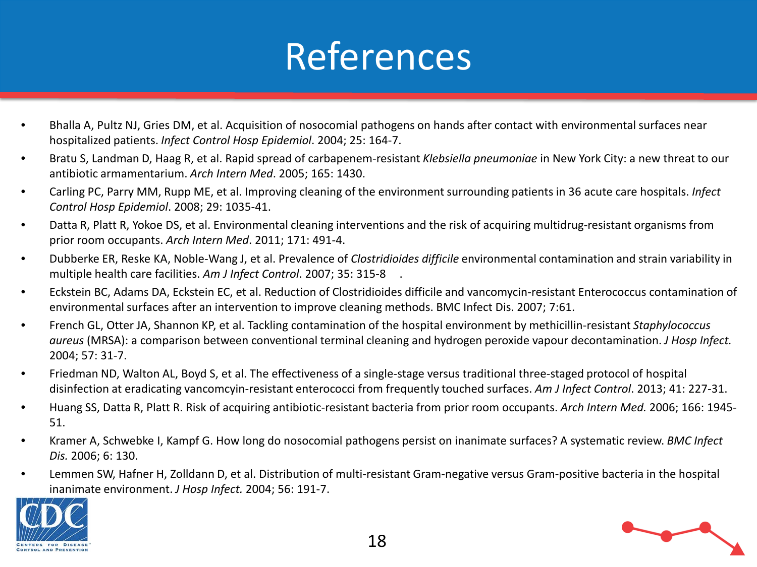# References

- Bhalla A, Pultz NJ, Gries DM, et al. Acquisition of nosocomial pathogens on hands after contact with environmental surfaces near hospitalized patients. *Infect Control Hosp Epidemiol*. 2004; 25: 164-7.
- Bratu S, Landman D, Haag R, et al. Rapid spread of carbapenem-resistant *Klebsiella pneumoniae* in New York City: a new threat to our antibiotic armamentarium. *Arch Intern Med*. 2005; 165: 1430.
- Carling PC, Parry MM, Rupp ME, et al. Improving cleaning of the environment surrounding patients in 36 acute care hospitals. *Infect Control Hosp Epidemiol*. 2008; 29: 1035-41.
- Datta R, Platt R, Yokoe DS, et al. Environmental cleaning interventions and the risk of acquiring multidrug-resistant organisms from prior room occupants. *Arch Intern Med*. 2011; 171: 491-4.
- Dubberke ER, Reske KA, Noble-Wang J, et al. Prevalence of *Clostridioides difficile* environmental contamination and strain variability in multiple health care facilities. *Am J Infect Control*. 2007; 35: 315-8 .
- Eckstein BC, Adams DA, Eckstein EC, et al. Reduction of Clostridioides difficile and vancomycin-resistant Enterococcus contamination of environmental surfaces after an intervention to improve cleaning methods. BMC Infect Dis. 2007; 7:61.
- French GL, Otter JA, Shannon KP, et al. Tackling contamination of the hospital environment by methicillin-resistant *Staphylococcus aureus* (MRSA): a comparison between conventional terminal cleaning and hydrogen peroxide vapour decontamination. *J Hosp Infect.* 2004; 57: 31-7.
- Friedman ND, Walton AL, Boyd S, et al. The effectiveness of a single-stage versus traditional three-staged protocol of hospital disinfection at eradicating vancomcyin-resistant enterococci from frequently touched surfaces. *Am J Infect Control*. 2013; 41: 227-31.
- Huang SS, Datta R, Platt R. Risk of acquiring antibiotic-resistant bacteria from prior room occupants. *Arch Intern Med.* 2006; 166: 1945-51.
- Kramer A, Schwebke I, Kampf G. How long do nosocomial pathogens persist on inanimate surfaces? A systematic review. *BMC Infect Dis.* 2006; 6: 130.
- Lemmen SW, Hafner H, Zolldann D, et al. Distribution of multi-resistant Gram-negative versus Gram-positive bacteria in the hospital inanimate environment. *J Hosp Infect.* 2004; 56: 191-7.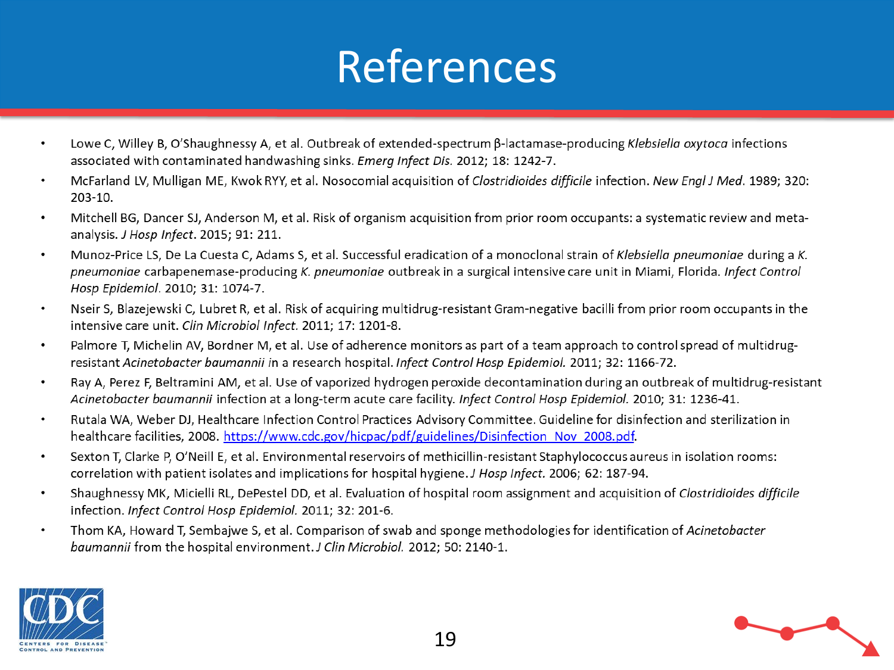# References

- Lowe C, Willey B, O'Shaughnessy A, et al. Outbreak of extended-spectrum β-lactamase-producing *Klebsiella oxytoca* infections associated with contaminated handwashing sinks. *Emerg Infect Dis.* 2012; 18: 1242-7.
- McFarland LV, Mulligan ME, Kwok RYY, et al. Nosocomial acquisition of *Clostridioides difficile* infection. *New Engl J Med.* 1989; 320: 203-10.
- Mitchell BG, Dancer SJ, Anderson M, et al. Risk of organism acquisition from prior room occupants: a systematic review and meta-analysis. *J Hosp Infect*. 2015; 91: 211.
- Munoz-Price LS, De La Cuesta C, Adams S, et al. Successful eradication of a monoclonal strain of *Klebsiella pneumoniae* during a *K. pneumoniae* carbapenemase-producing *K. pneumoniae* outbreak in a surgical intensive care unit in Miami, Florida. *Infect Control Hosp Epidemiol.* 2010; 31: 1074-7.
- Nseir S, Blazejewski C, Lubret R, et al. Risk of acquiring multidrug-resistant Gram-negative bacilli from prior room occupants in the intensive care unit. *Clin Microbiol Infect.* 2011; 17: 1201-8.
- Palmore T, Michelin AV, Bordner M, et al. Use of adherence monitors as part of a team approach to control spread of multidrug-resistant *Acinetobacter baumannii* in a research hospital. *Infect Control Hosp Epidemiol.* 2011; 32: 1166-72.
- Ray A, Perez F, Beltramini AM, et al. Use of vaporized hydrogen peroxide decontamination during an outbreak of multidrug-resistant *Acinetobacter baumannii* infection at a long-term acute care facility. *Infect Control Hosp Epidemiol.* 2010; 31: 1236-41.
- Rutala WA, Weber DJ, Healthcare Infection Control Practices Advisory Committee. Guideline for disinfection and sterilization in healthcare facilities, 2008. https://www.cdc.gov/hicpac/pdf/guidelines/Disinfection_Nov_2008.pdf.
- Sexton T, Clarke P, O'Neill E, et al. Environmental reservoirs of methicillin-resistant Staphylococcus aureus in isolation rooms: correlation with patient isolates and implications for hospital hygiene. *J Hosp Infect.* 2006; 62: 187-94.
- Shaughnessy MK, Micielli RL, DePestel DD, et al. Evaluation of hospital room assignment and acquisition of *Clostridioides difficile* infection. *Infect Control Hosp Epidemiol.* 2011; 32: 201-6.
- Thom KA, Howard T, Sembajwe S, et al. Comparison of swab and sponge methodologies for identification of *Acinetobacter baumannii* from the hospital environment. *J Clin Microbiol.* 2012; 50: 2140-1.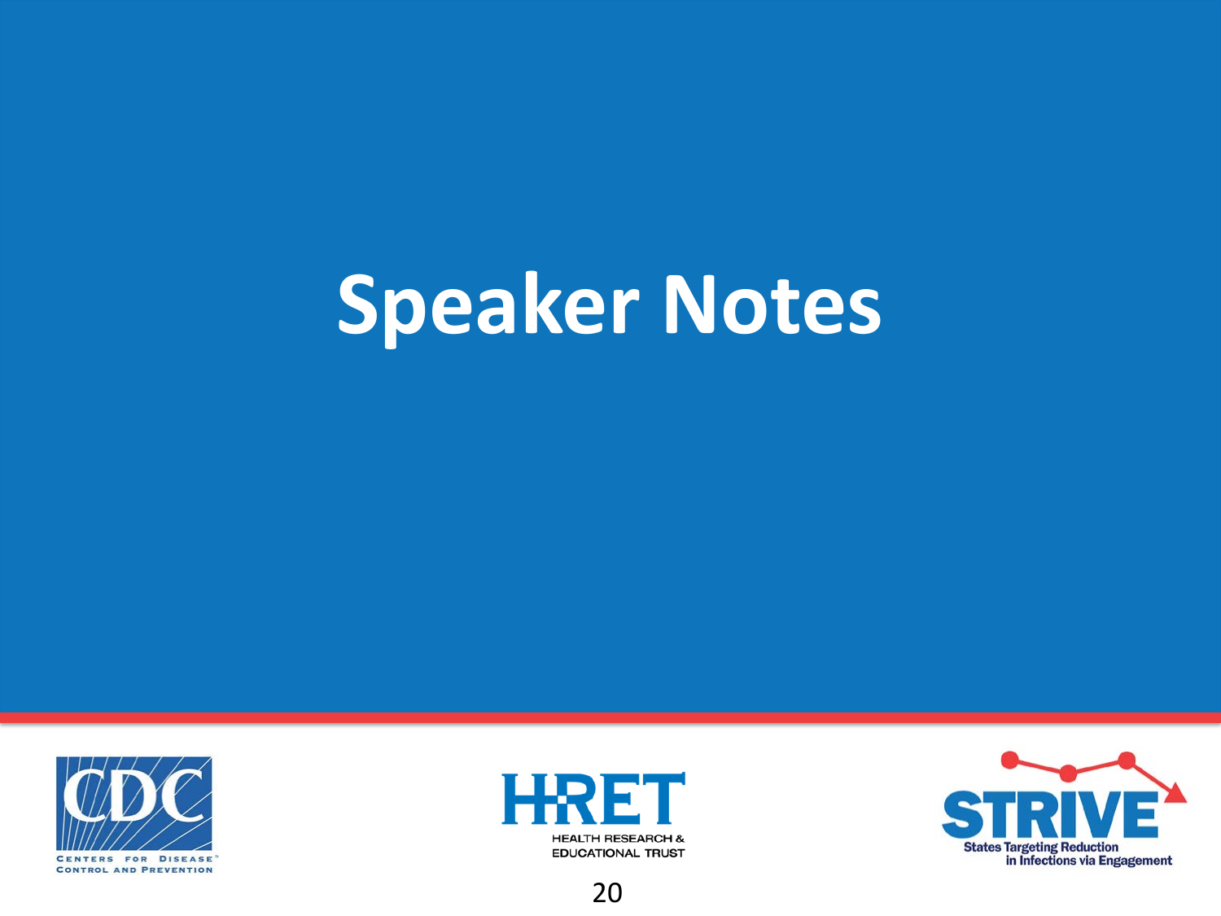# Speaker Notes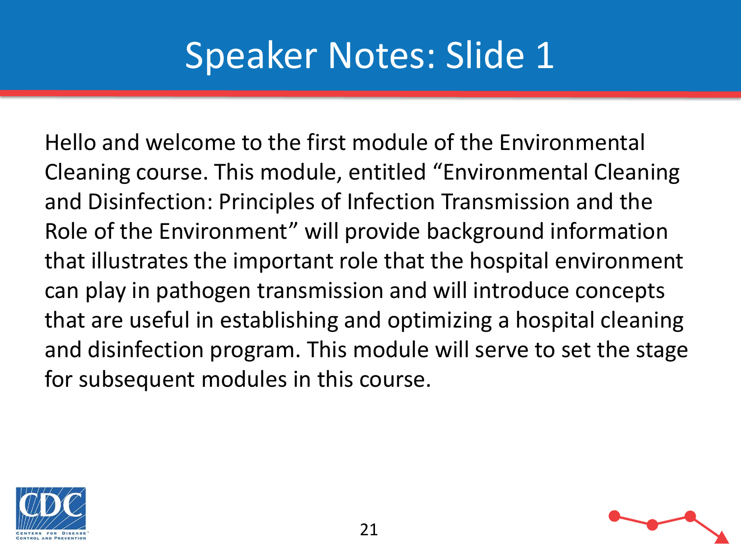# Speaker Notes: Slide 1

Hello and welcome to the first module of the Environmental Cleaning course. This module, entitled “Environmental Cleaning and Disinfection: Principles of Infection Transmission and the Role of the Environment” will provide background information that illustrates the important role that the hospital environment can play in pathogen transmission and will introduce concepts that are useful in establishing and optimizing a hospital cleaning and disinfection program. This module will serve to set the stage for subsequent modules in this course.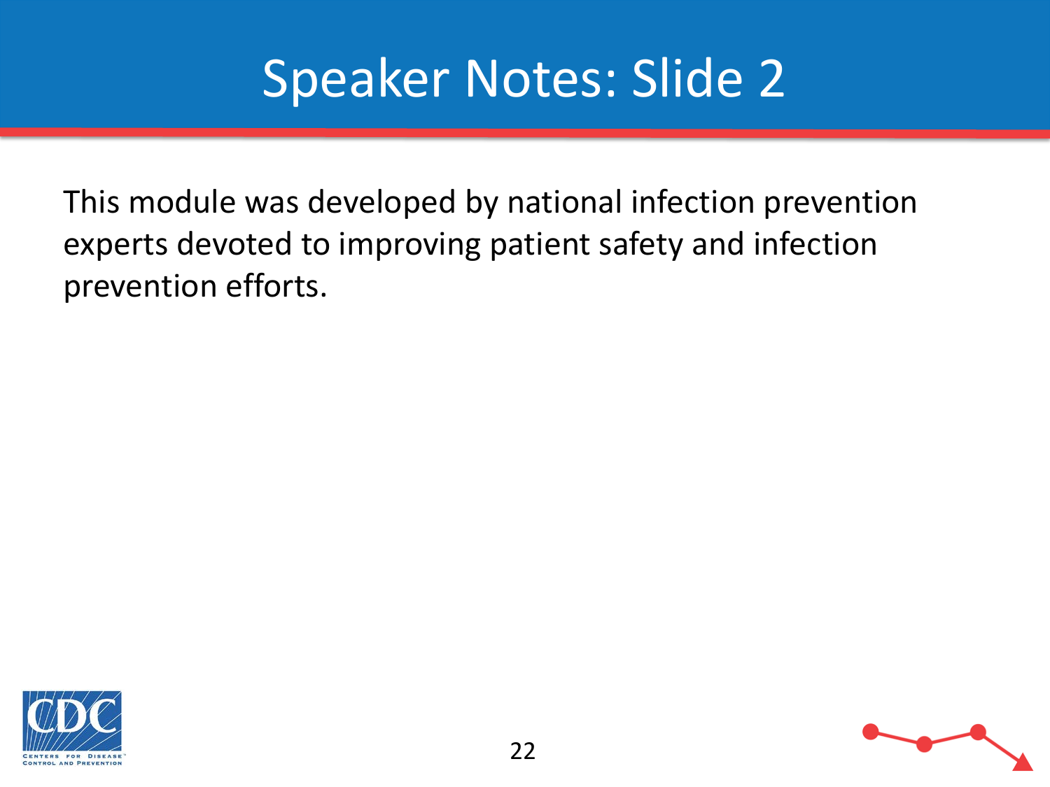# Speaker Notes: Slide 2

This module was developed by national infection prevention experts devoted to improving patient safety and infection prevention efforts.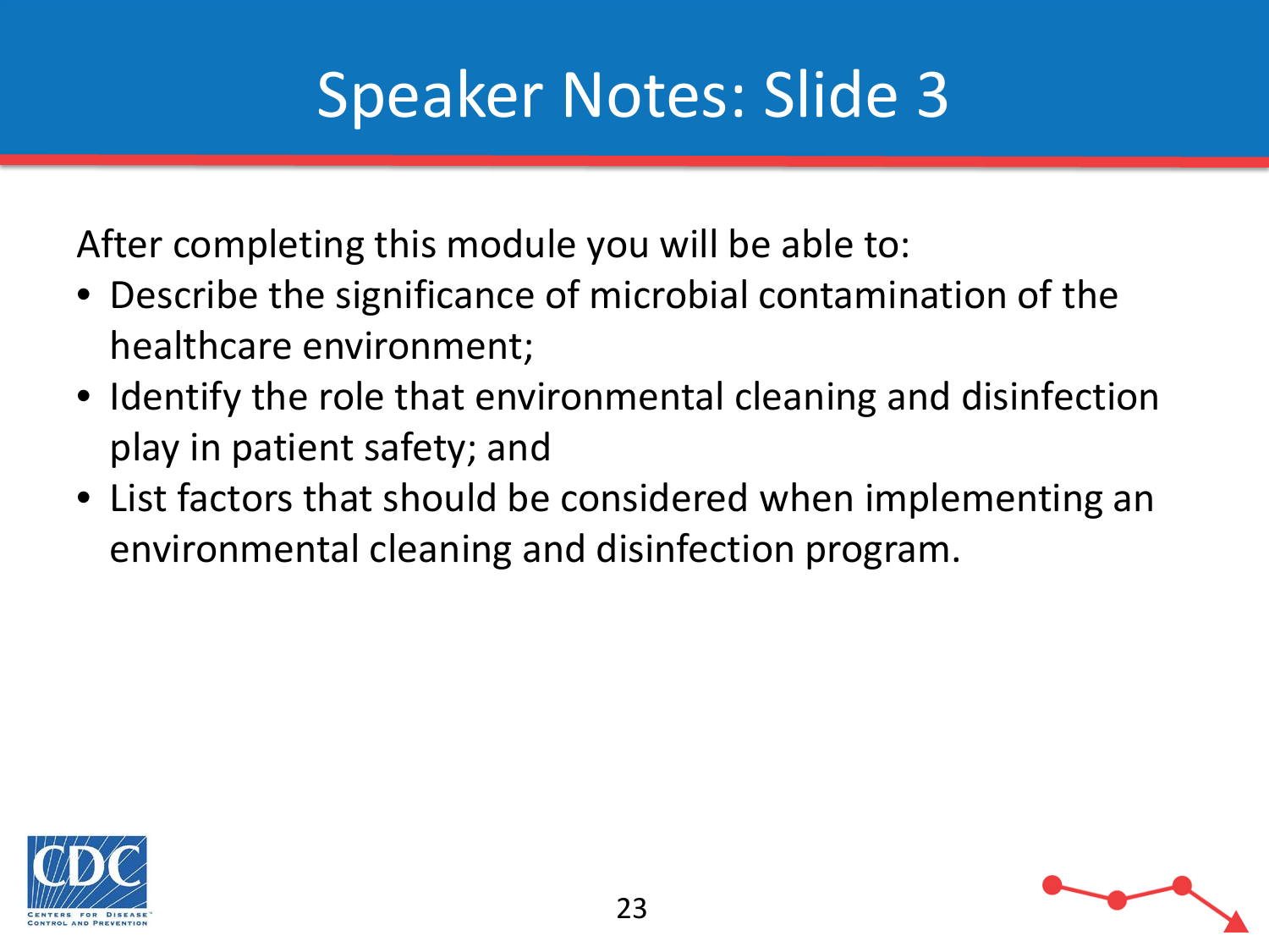# Speaker Notes: Slide 3

After completing this module you will be able to:

- Describe the significance of microbial contamination of the healthcare environment;
- Identify the role that environmental cleaning and disinfection play in patient safety; and
- List factors that should be considered when implementing an environmental cleaning and disinfection program.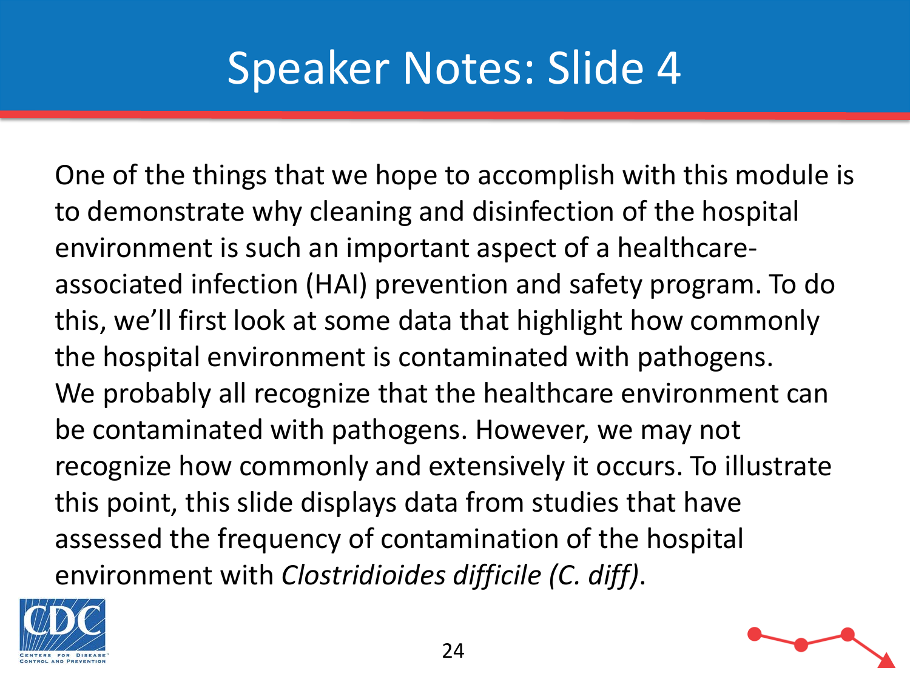# Speaker Notes: Slide 4

One of the things that we hope to accomplish with this module is to demonstrate why cleaning and disinfection of the hospital environment is such an important aspect of a healthcare-associated infection (HAI) prevention and safety program. To do this, we'll first look at some data that highlight how commonly the hospital environment is contaminated with pathogens. We probably all recognize that the healthcare environment can be contaminated with pathogens. However, we may not recognize how commonly and extensively it occurs. To illustrate this point, this slide displays data from studies that have assessed the frequency of contamination of the hospital environment with *Clostridioides difficile (C. diff)*.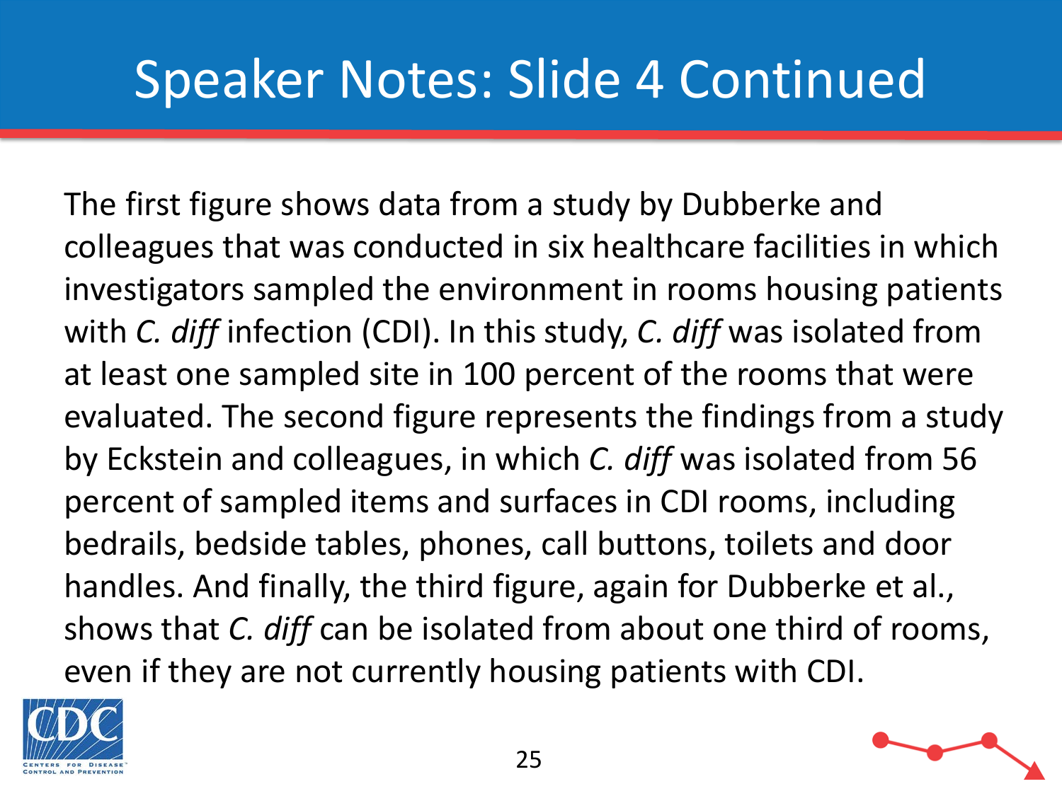# Speaker Notes: Slide 4 Continued

The first figure shows data from a study by Dubberke and colleagues that was conducted in six healthcare facilities in which investigators sampled the environment in rooms housing patients with *C. diff* infection (CDI). In this study, *C. diff* was isolated from at least one sampled site in 100 percent of the rooms that were evaluated. The second figure represents the findings from a study by Eckstein and colleagues, in which *C. diff* was isolated from 56 percent of sampled items and surfaces in CDI rooms, including bedrails, bedside tables, phones, call buttons, toilets and door handles. And finally, the third figure, again for Dubberke et al., shows that *C. diff* can be isolated from about one third of rooms, even if they are not currently housing patients with CDI.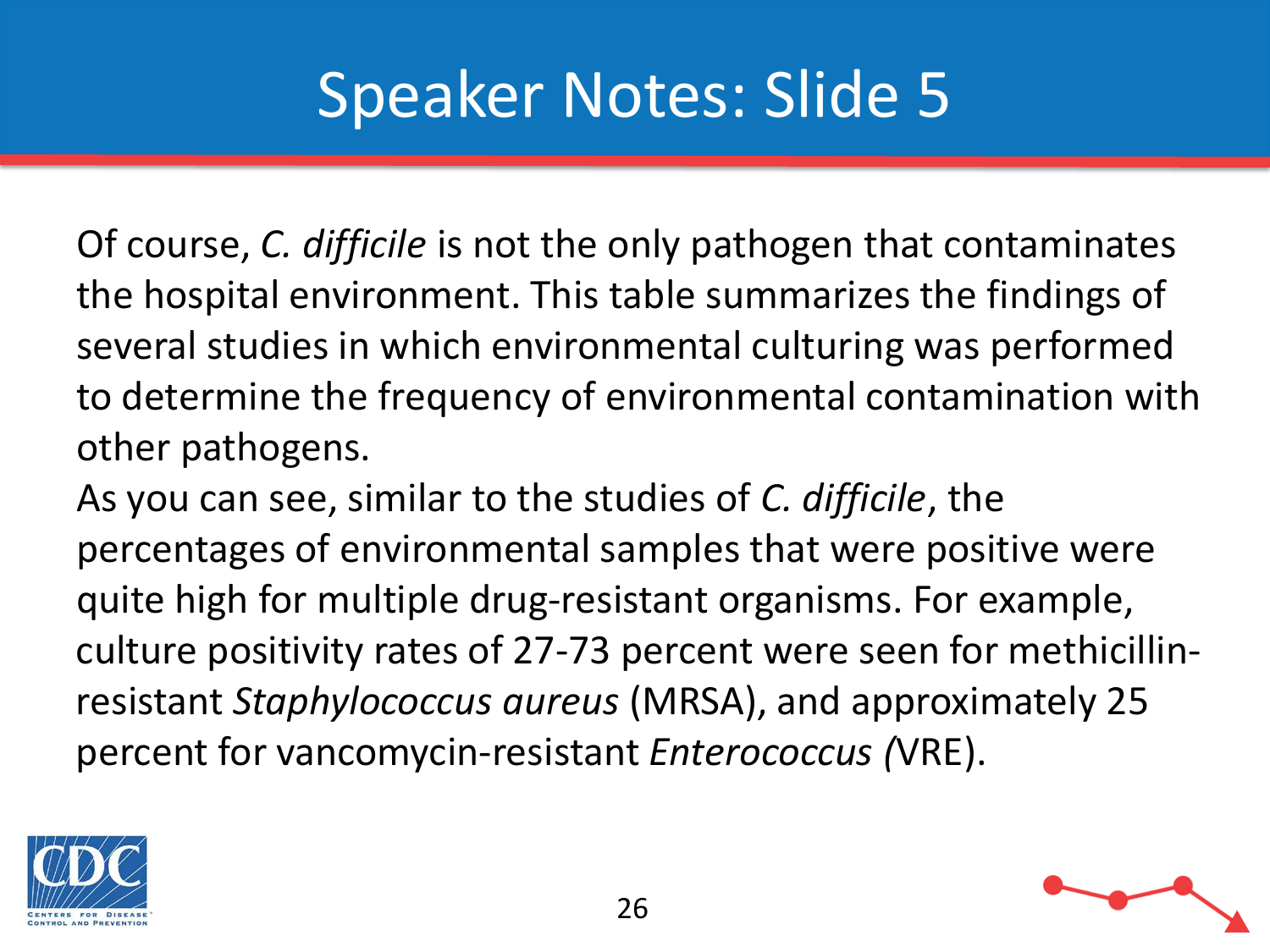# Speaker Notes: Slide 5

Of course, *C. difficile* is not the only pathogen that contaminates the hospital environment. This table summarizes the findings of several studies in which environmental culturing was performed to determine the frequency of environmental contamination with other pathogens.

As you can see, similar to the studies of *C. difficile*, the percentages of environmental samples that were positive were quite high for multiple drug-resistant organisms. For example, culture positivity rates of 27-73 percent were seen for methicillin-resistant *Staphylococcus aureus* (MRSA), and approximately 25 percent for vancomycin-resistant *Enterococcus* (VRE).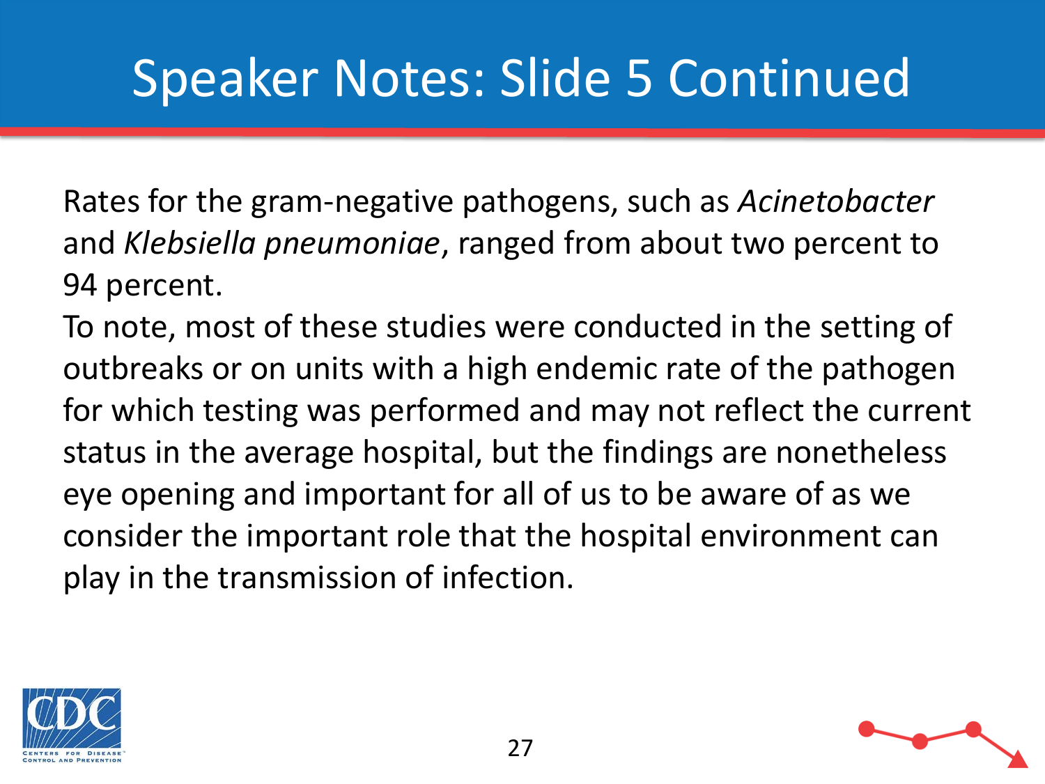# Speaker Notes: Slide 5 Continued

Rates for the gram-negative pathogens, such as *Acinetobacter* and *Klebsiella pneumoniae*, ranged from about two percent to 94 percent.

To note, most of these studies were conducted in the setting of outbreaks or on units with a high endemic rate of the pathogen for which testing was performed and may not reflect the current status in the average hospital, but the findings are nonetheless eye opening and important for all of us to be aware of as we consider the important role that the hospital environment can play in the transmission of infection.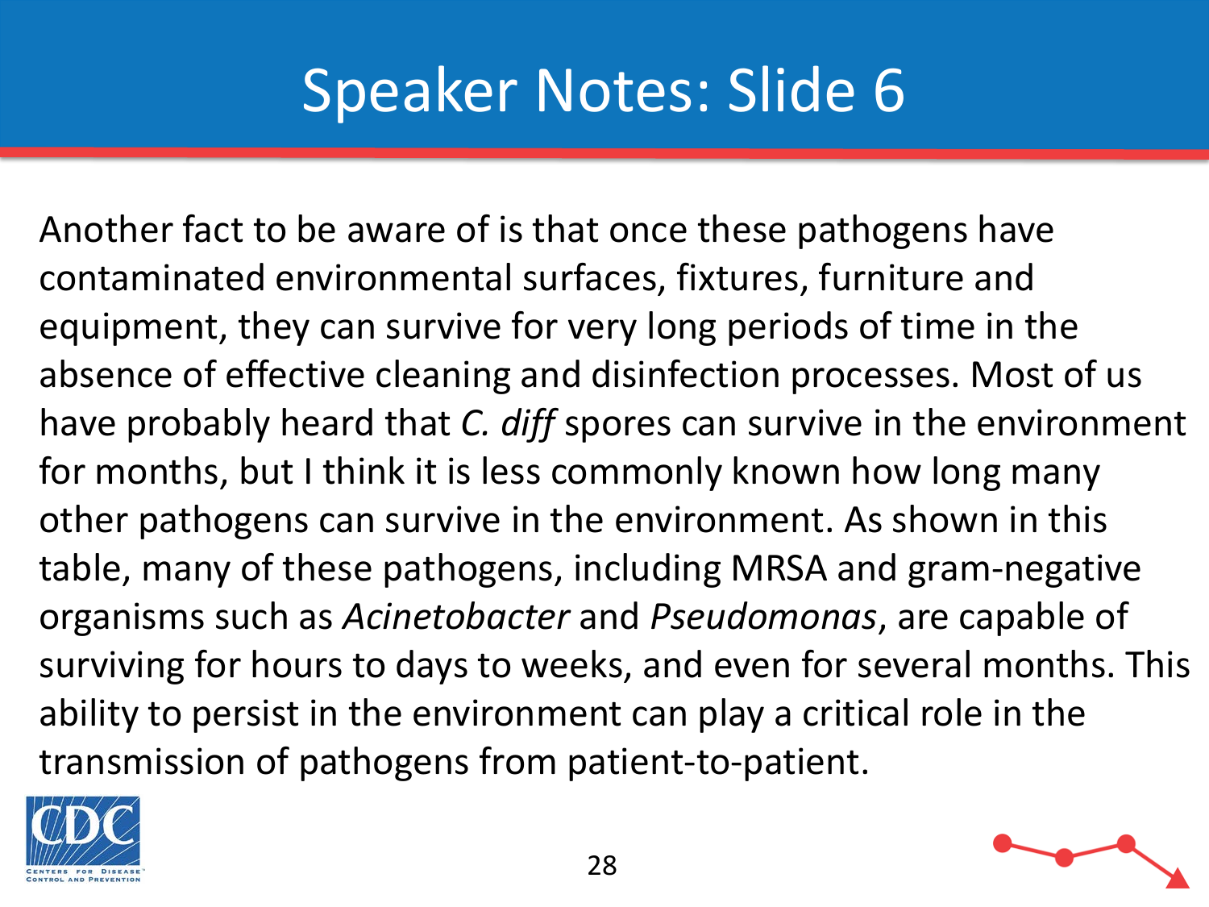# Speaker Notes: Slide 6

Another fact to be aware of is that once these pathogens have contaminated environmental surfaces, fixtures, furniture and equipment, they can survive for very long periods of time in the absence of effective cleaning and disinfection processes. Most of us have probably heard that *C. diff* spores can survive in the environment for months, but I think it is less commonly known how long many other pathogens can survive in the environment. As shown in this table, many of these pathogens, including MRSA and gram-negative organisms such as *Acinetobacter* and *Pseudomonas*, are capable of surviving for hours to days to weeks, and even for several months. This ability to persist in the environment can play a critical role in the transmission of pathogens from patient-to-patient.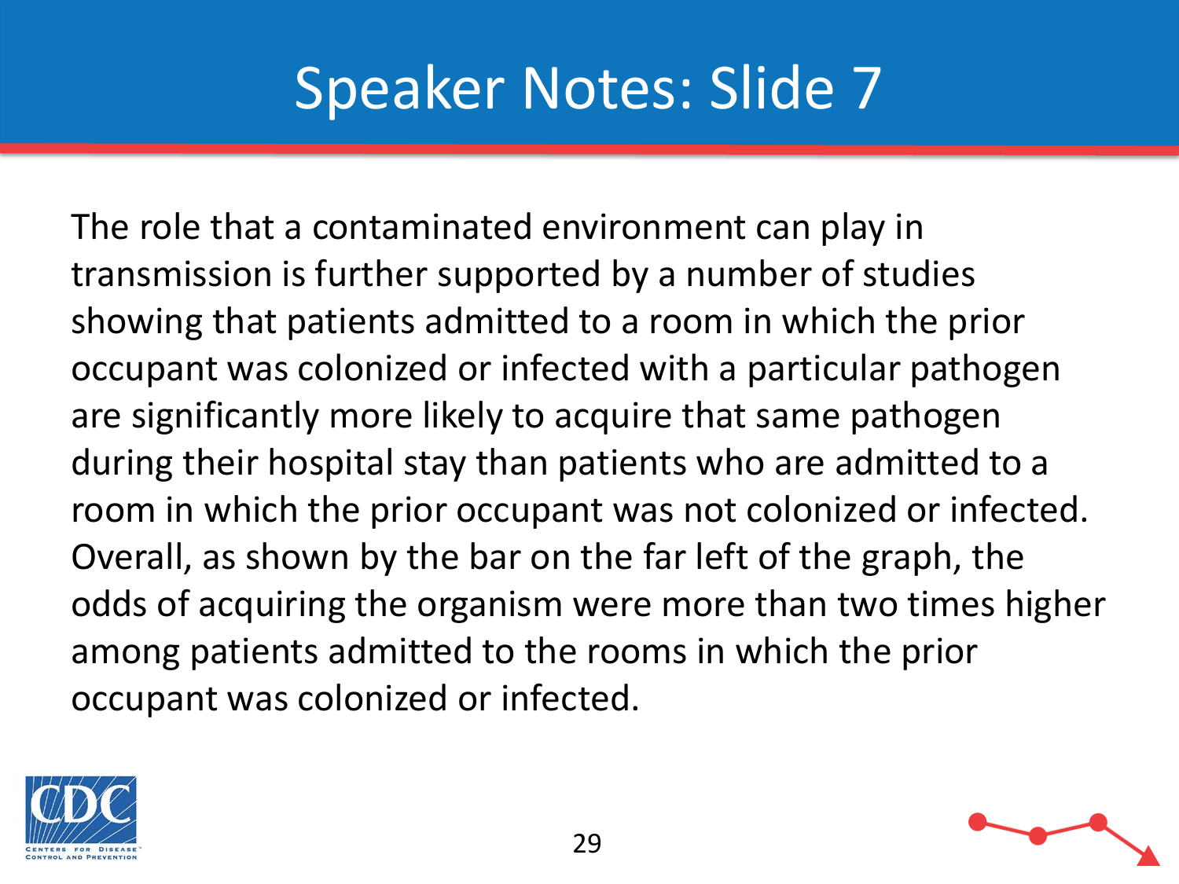# Speaker Notes: Slide 7

The role that a contaminated environment can play in transmission is further supported by a number of studies showing that patients admitted to a room in which the prior occupant was colonized or infected with a particular pathogen are significantly more likely to acquire that same pathogen during their hospital stay than patients who are admitted to a room in which the prior occupant was not colonized or infected. Overall, as shown by the bar on the far left of the graph, the odds of acquiring the organism were more than two times higher among patients admitted to the rooms in which the prior occupant was colonized or infected.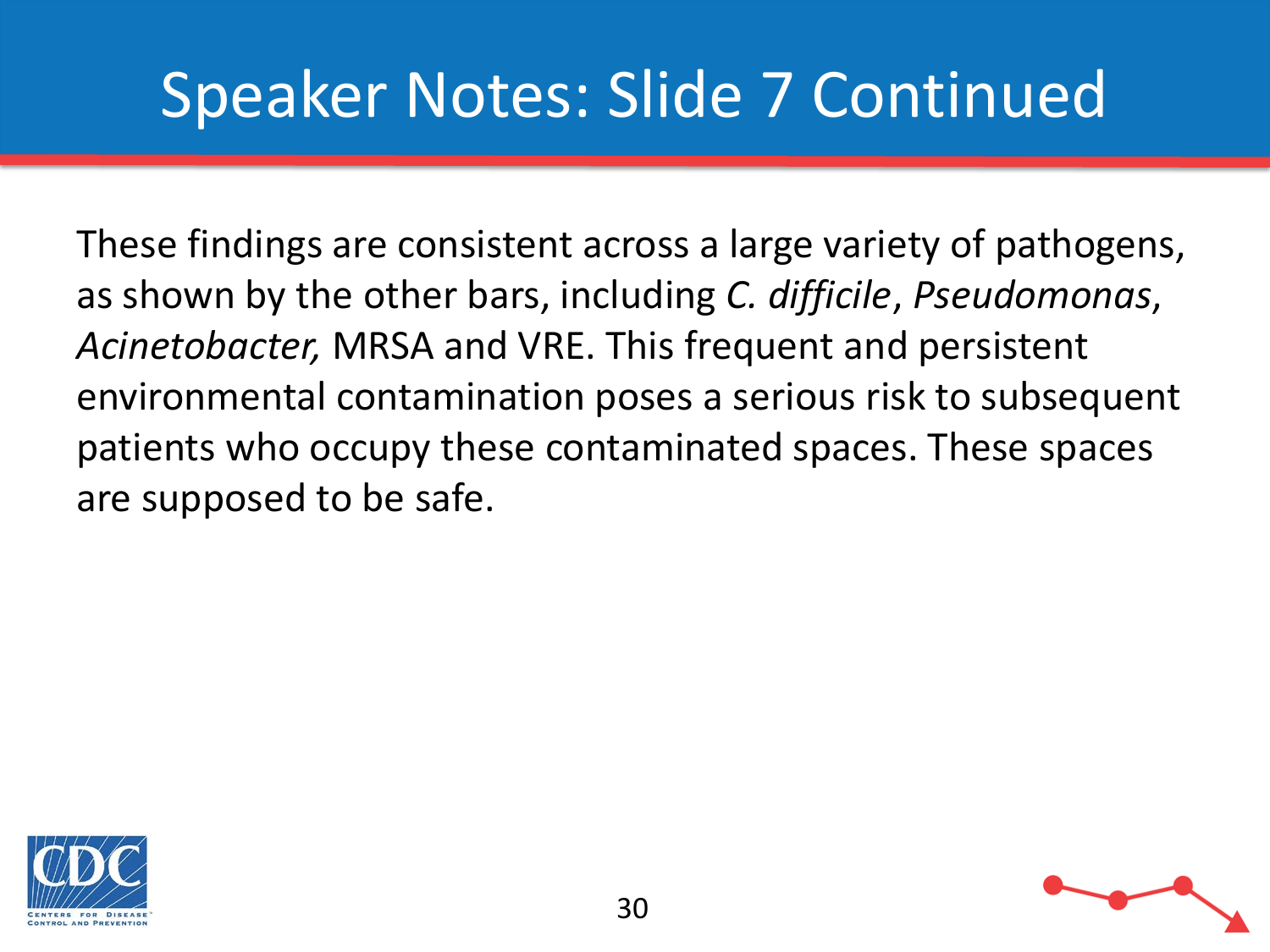# Speaker Notes: Slide 7 Continued

These findings are consistent across a large variety of pathogens, as shown by the other bars, including *C. difficile*, *Pseudomonas*, *Acinetobacter,* MRSA and VRE. This frequent and persistent environmental contamination poses a serious risk to subsequent patients who occupy these contaminated spaces. These spaces are supposed to be safe.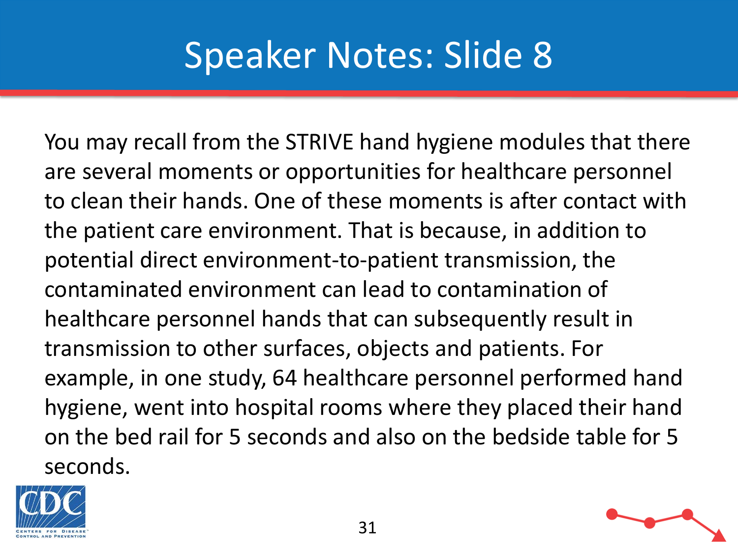# Speaker Notes: Slide 8

You may recall from the STRIVE hand hygiene modules that there are several moments or opportunities for healthcare personnel to clean their hands. One of these moments is after contact with the patient care environment. That is because, in addition to potential direct environment-to-patient transmission, the contaminated environment can lead to contamination of healthcare personnel hands that can subsequently result in transmission to other surfaces, objects and patients. For example, in one study, 64 healthcare personnel performed hand hygiene, went into hospital rooms where they placed their hand on the bed rail for 5 seconds and also on the bedside table for 5 seconds.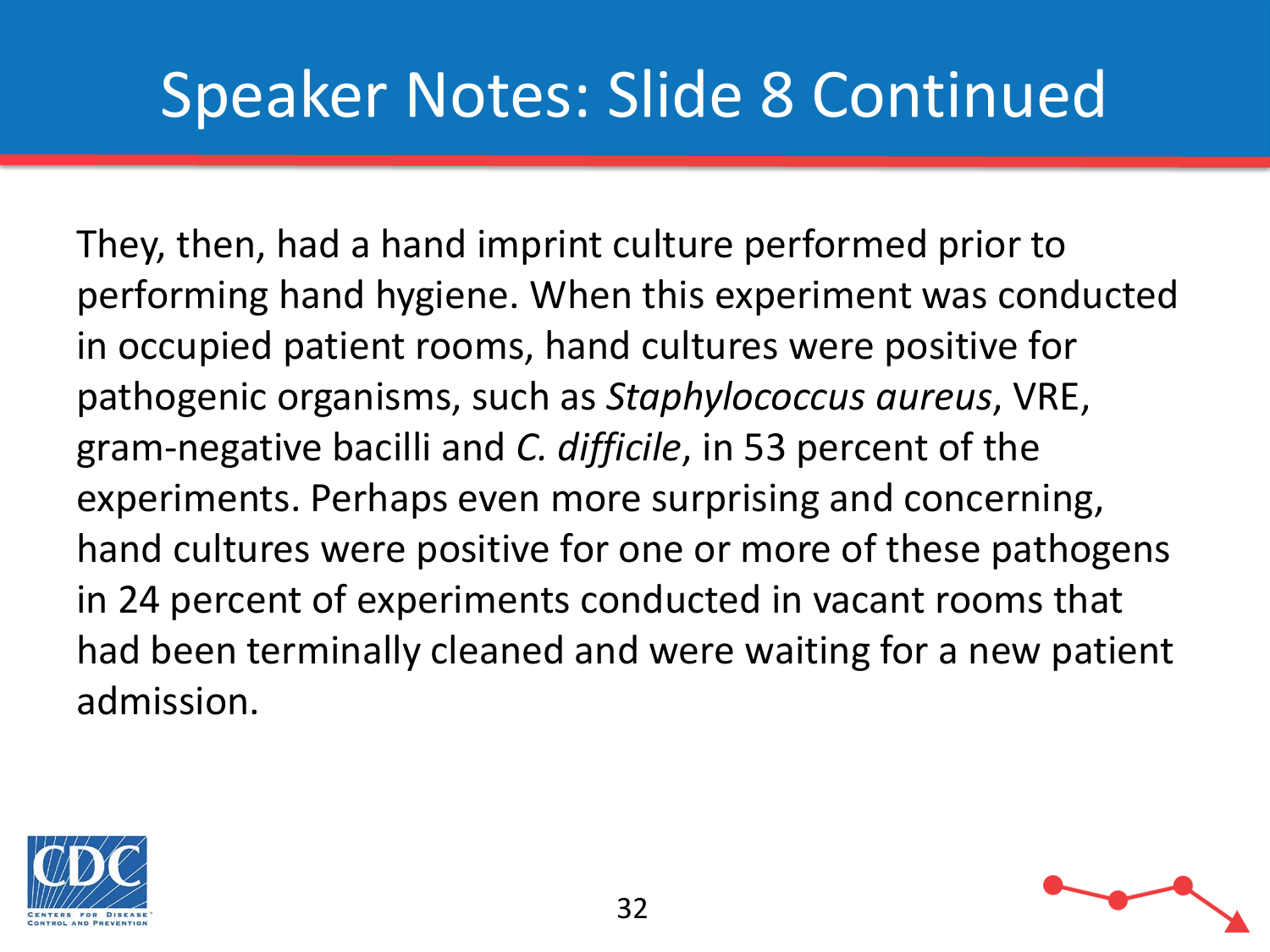# Speaker Notes: Slide 8 Continued

They, then, had a hand imprint culture performed prior to performing hand hygiene. When this experiment was conducted in occupied patient rooms, hand cultures were positive for pathogenic organisms, such as *Staphylococcus aureus*, VRE, gram-negative bacilli and *C. difficile*, in 53 percent of the experiments. Perhaps even more surprising and concerning, hand cultures were positive for one or more of these pathogens in 24 percent of experiments conducted in vacant rooms that had been terminally cleaned and were waiting for a new patient admission.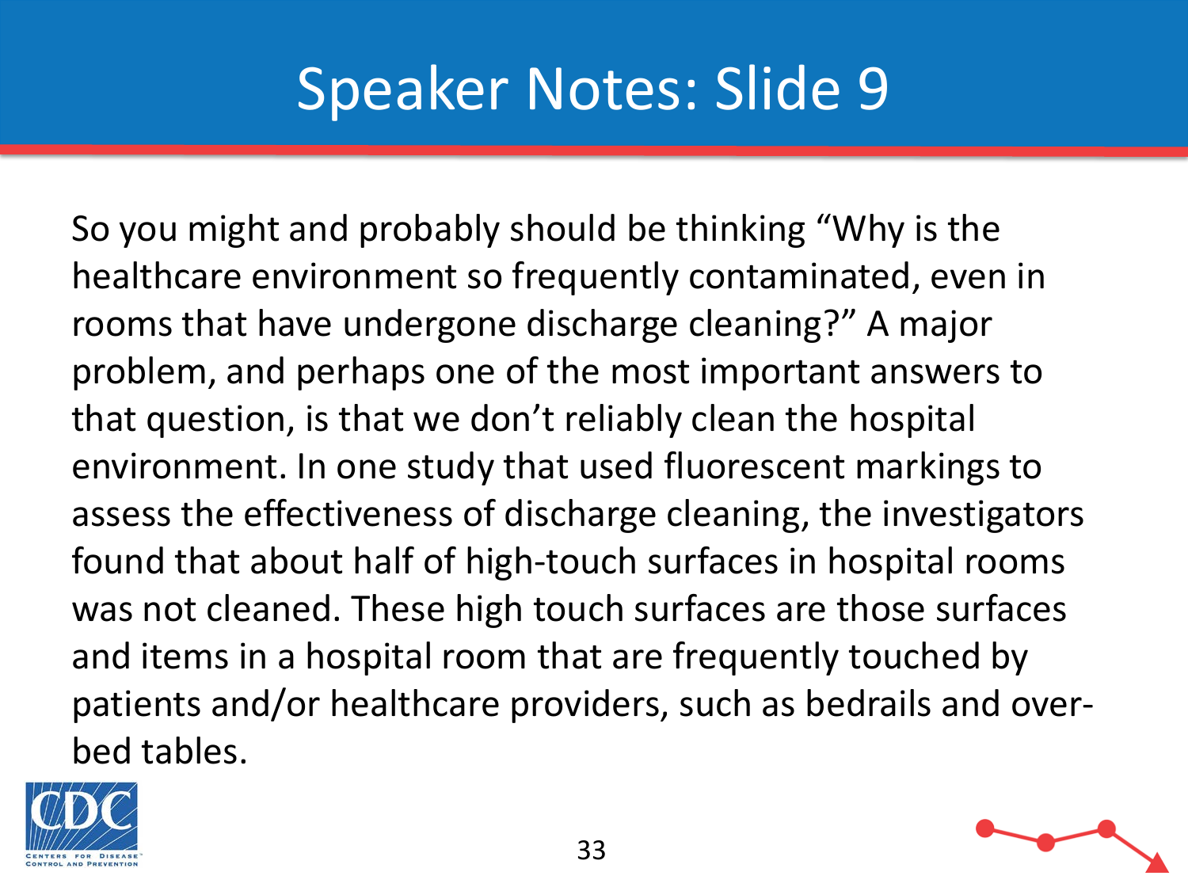# Speaker Notes: Slide 9

So you might and probably should be thinking "Why is the healthcare environment so frequently contaminated, even in rooms that have undergone discharge cleaning?" A major problem, and perhaps one of the most important answers to that question, is that we don't reliably clean the hospital environment. In one study that used fluorescent markings to assess the effectiveness of discharge cleaning, the investigators found that about half of high-touch surfaces in hospital rooms was not cleaned. These high touch surfaces are those surfaces and items in a hospital room that are frequently touched by patients and/or healthcare providers, such as bedrails and over-bed tables.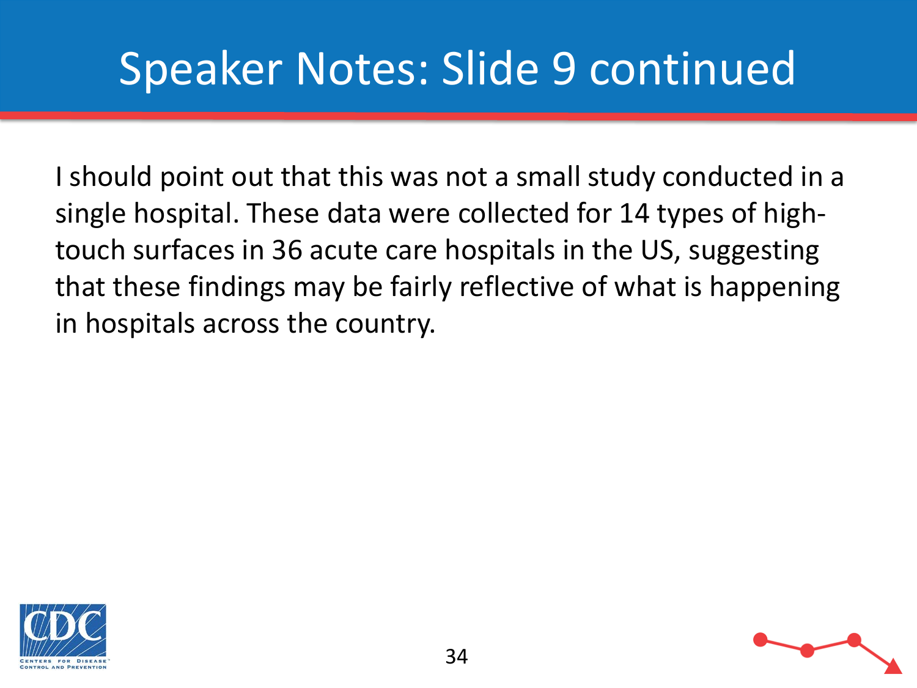# Speaker Notes: Slide 9 continued

I should point out that this was not a small study conducted in a single hospital. These data were collected for 14 types of high-touch surfaces in 36 acute care hospitals in the US, suggesting that these findings may be fairly reflective of what is happening in hospitals across the country.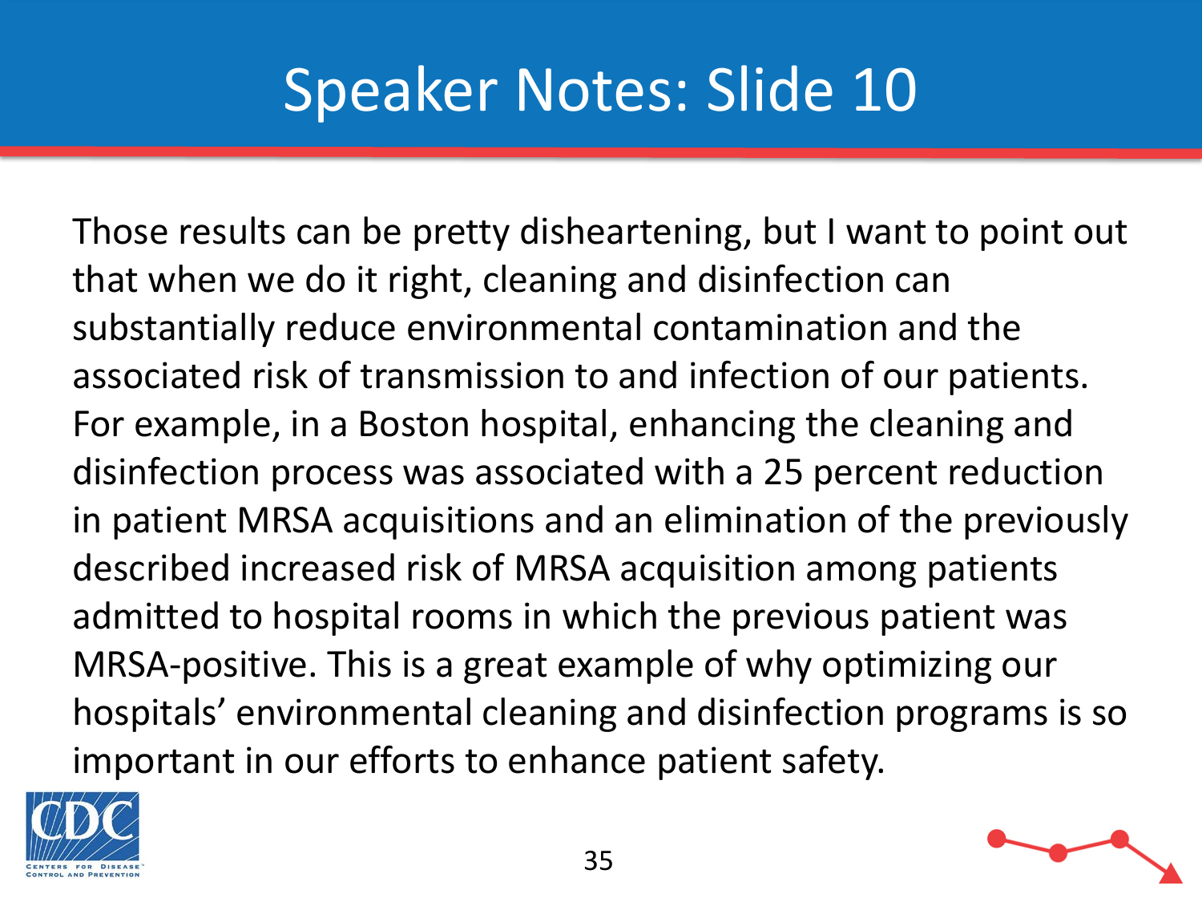# Speaker Notes: Slide 10

Those results can be pretty disheartening, but I want to point out that when we do it right, cleaning and disinfection can substantially reduce environmental contamination and the associated risk of transmission to and infection of our patients. For example, in a Boston hospital, enhancing the cleaning and disinfection process was associated with a 25 percent reduction in patient MRSA acquisitions and an elimination of the previously described increased risk of MRSA acquisition among patients admitted to hospital rooms in which the previous patient was MRSA-positive. This is a great example of why optimizing our hospitals' environmental cleaning and disinfection programs is so important in our efforts to enhance patient safety.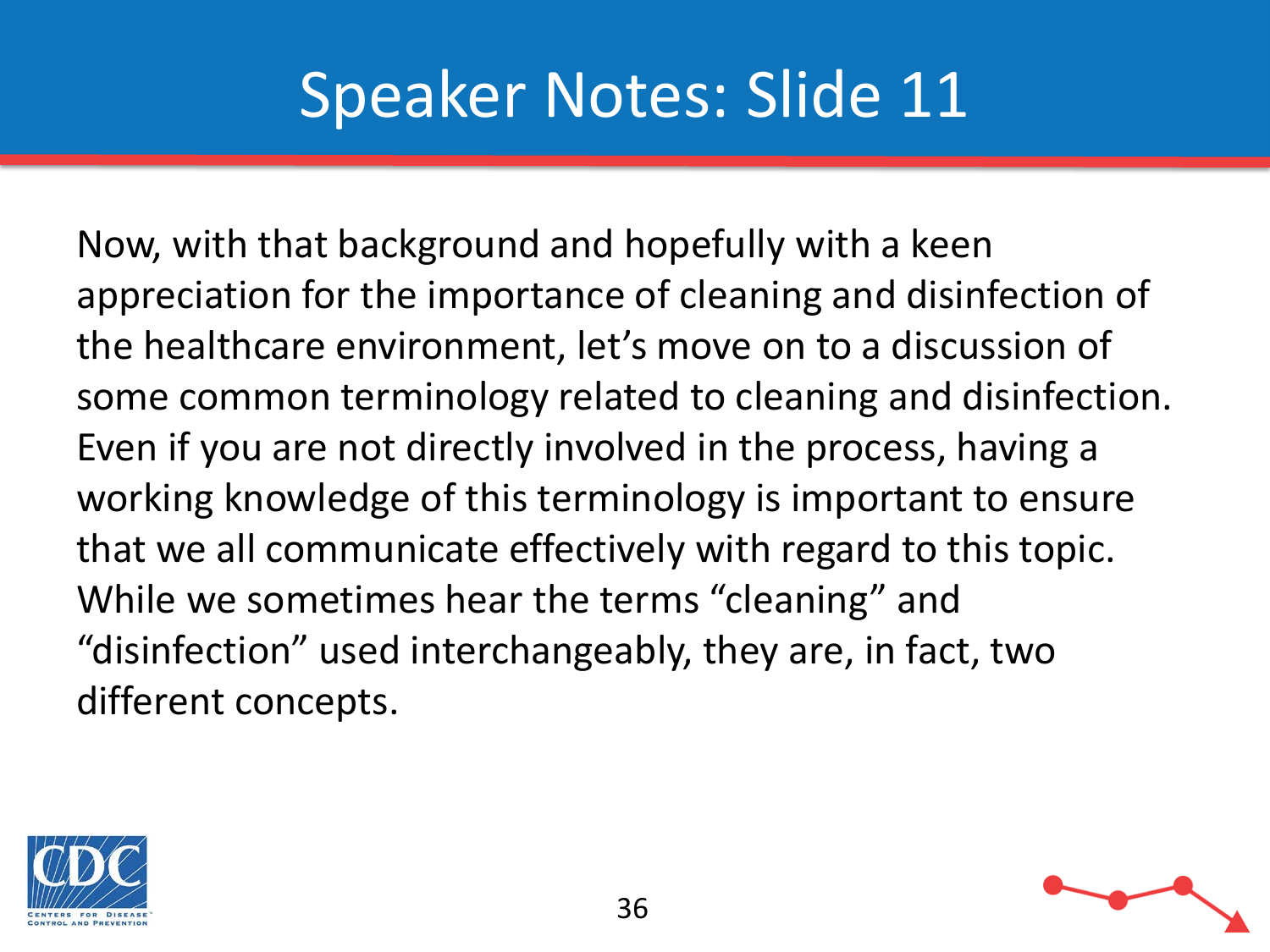# Speaker Notes: Slide 11

Now, with that background and hopefully with a keen appreciation for the importance of cleaning and disinfection of the healthcare environment, let’s move on to a discussion of some common terminology related to cleaning and disinfection. Even if you are not directly involved in the process, having a working knowledge of this terminology is important to ensure that we all communicate effectively with regard to this topic. While we sometimes hear the terms “cleaning” and “disinfection” used interchangeably, they are, in fact, two different concepts.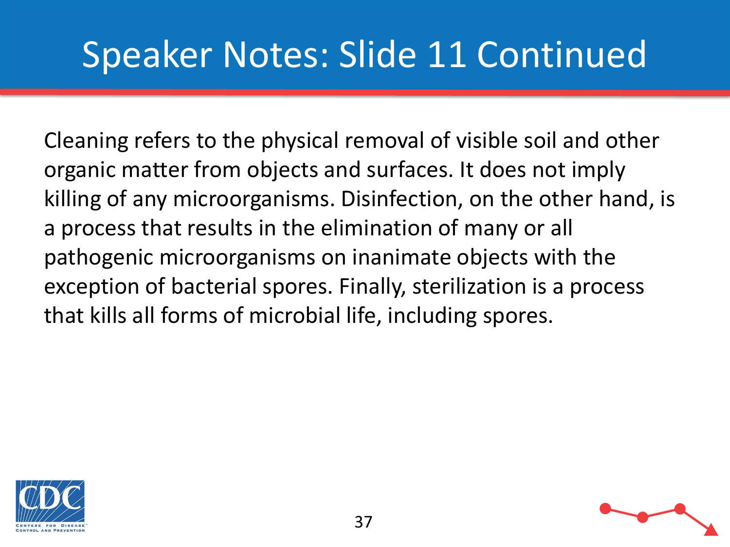# Speaker Notes: Slide 11 Continued

Cleaning refers to the physical removal of visible soil and other organic matter from objects and surfaces. It does not imply killing of any microorganisms. Disinfection, on the other hand, is a process that results in the elimination of many or all pathogenic microorganisms on inanimate objects with the exception of bacterial spores. Finally, sterilization is a process that kills all forms of microbial life, including spores.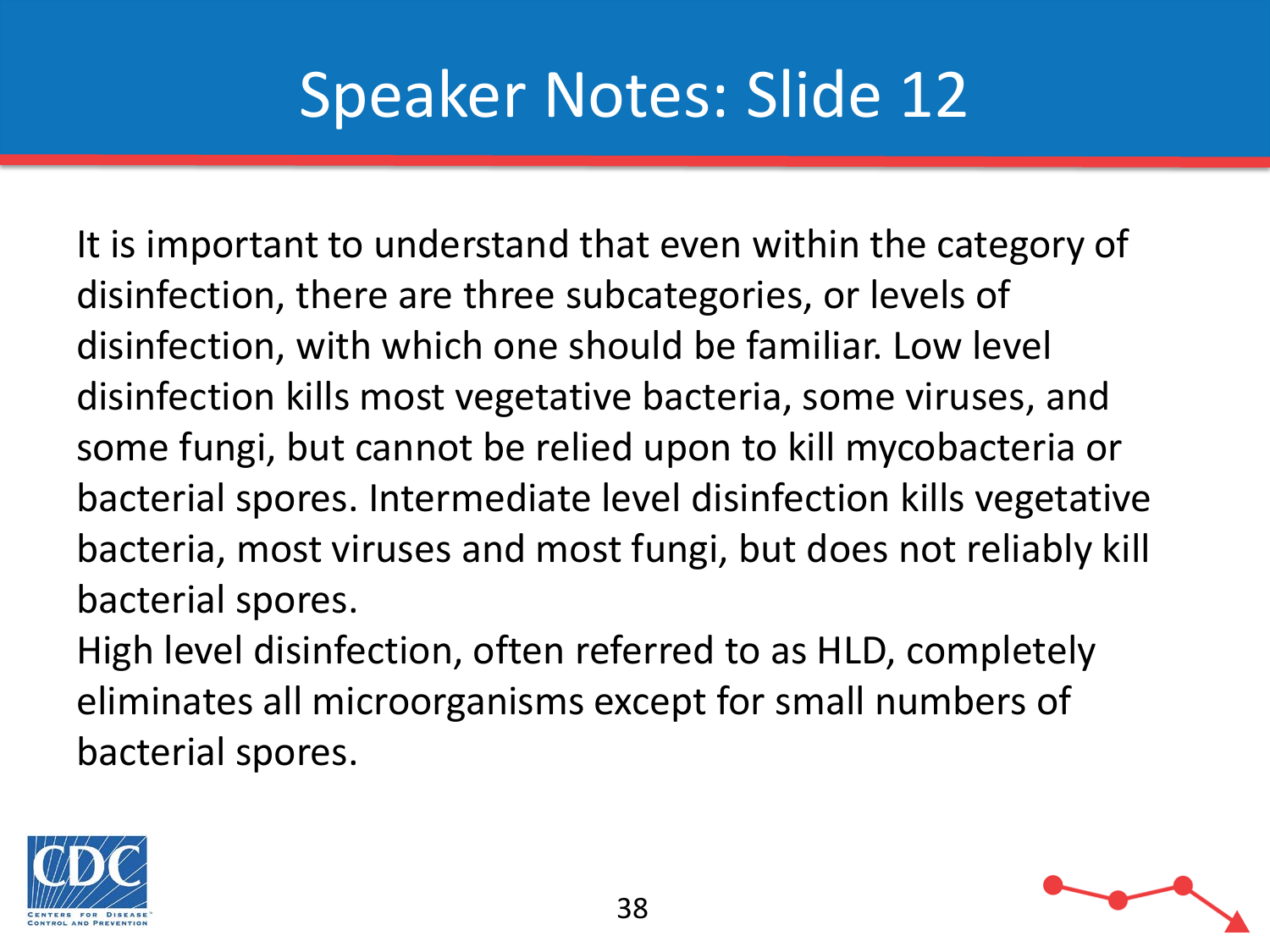# Speaker Notes: Slide 12

It is important to understand that even within the category of disinfection, there are three subcategories, or levels of disinfection, with which one should be familiar. Low level disinfection kills most vegetative bacteria, some viruses, and some fungi, but cannot be relied upon to kill mycobacteria or bacterial spores. Intermediate level disinfection kills vegetative bacteria, most viruses and most fungi, but does not reliably kill bacterial spores.

High level disinfection, often referred to as HLD, completely eliminates all microorganisms except for small numbers of bacterial spores.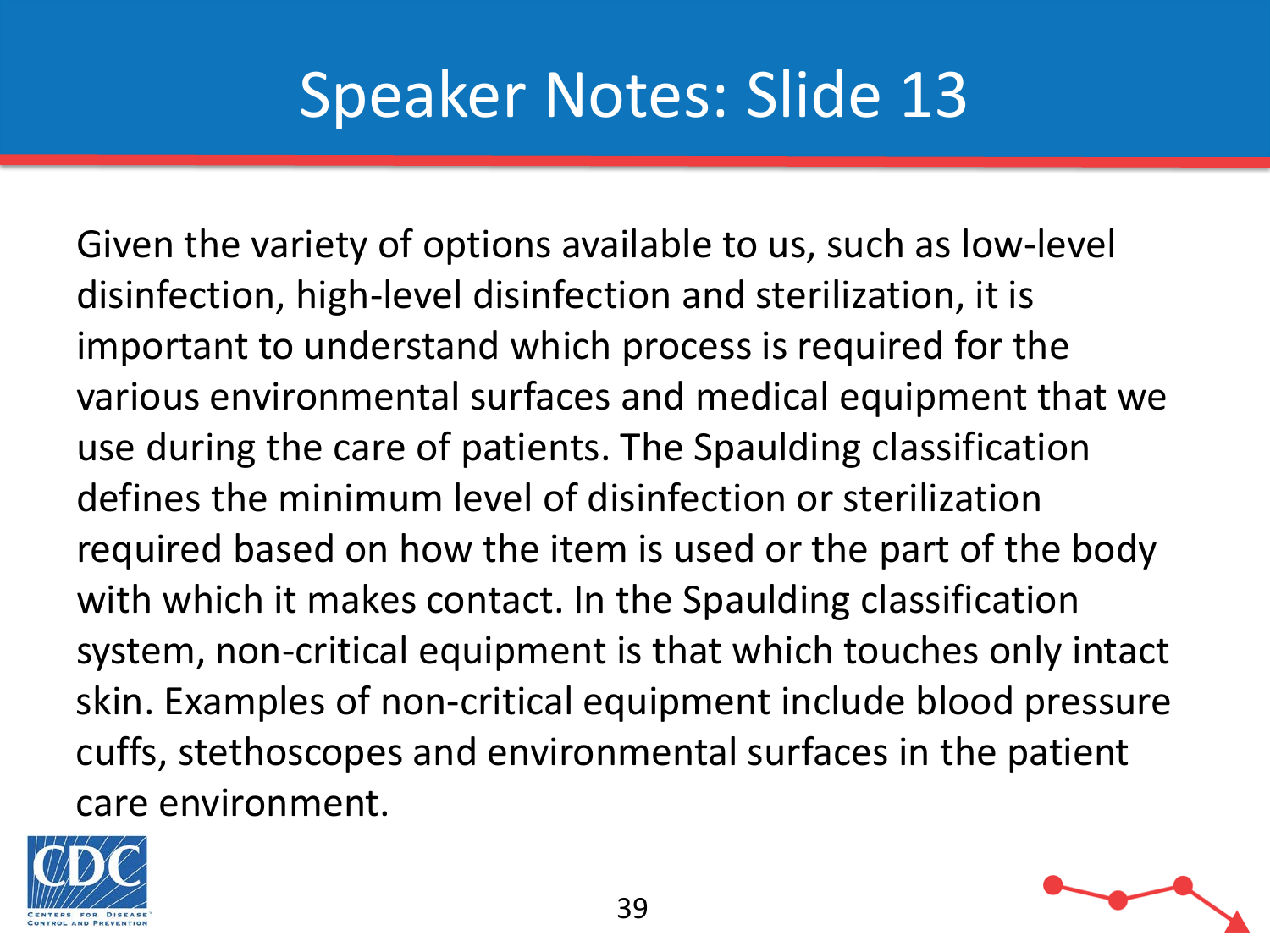# Speaker Notes: Slide 13

Given the variety of options available to us, such as low-level disinfection, high-level disinfection and sterilization, it is important to understand which process is required for the various environmental surfaces and medical equipment that we use during the care of patients. The Spaulding classification defines the minimum level of disinfection or sterilization required based on how the item is used or the part of the body with which it makes contact. In the Spaulding classification system, non-critical equipment is that which touches only intact skin. Examples of non-critical equipment include blood pressure cuffs, stethoscopes and environmental surfaces in the patient care environment.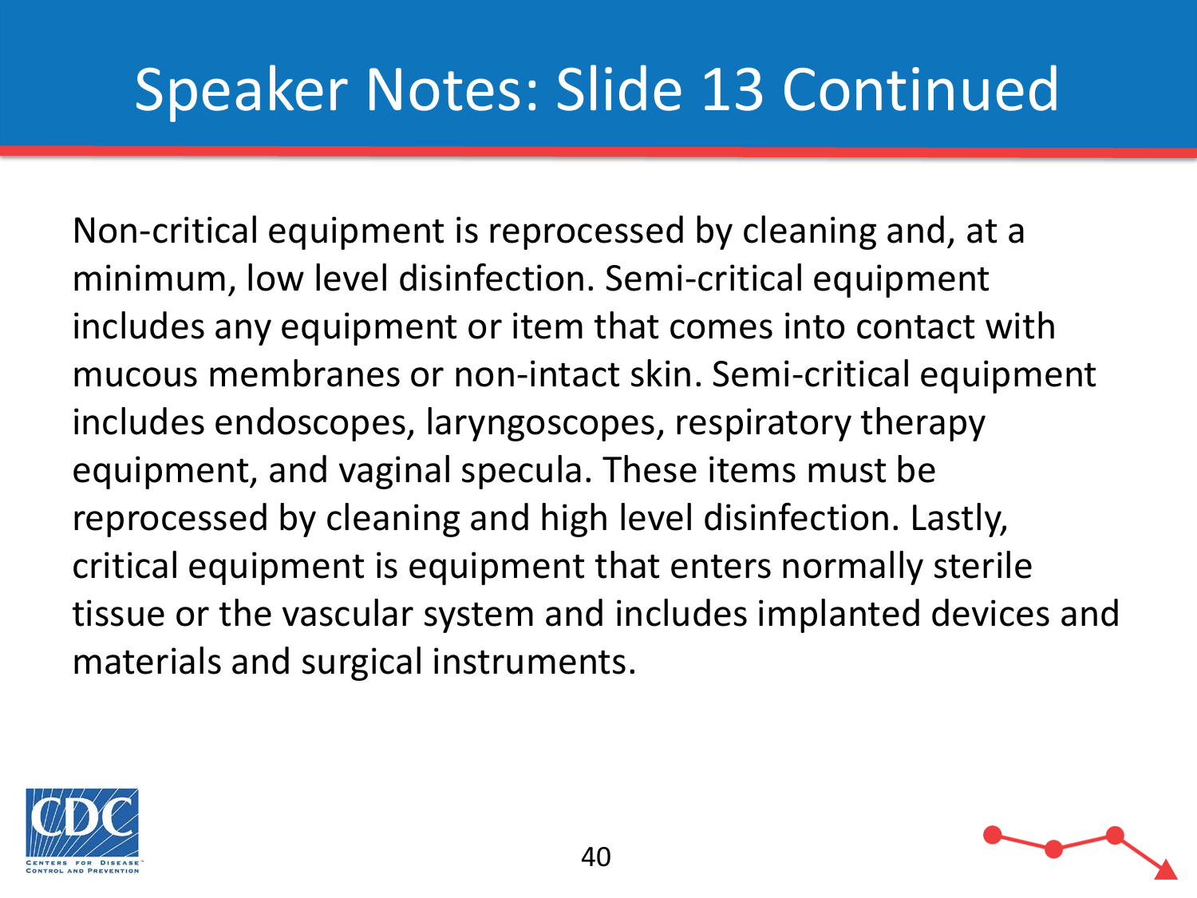# Speaker Notes: Slide 13 Continued

Non-critical equipment is reprocessed by cleaning and, at a minimum, low level disinfection. Semi-critical equipment includes any equipment or item that comes into contact with mucous membranes or non-intact skin. Semi-critical equipment includes endoscopes, laryngoscopes, respiratory therapy equipment, and vaginal specula. These items must be reprocessed by cleaning and high level disinfection. Lastly, critical equipment is equipment that enters normally sterile tissue or the vascular system and includes implanted devices and materials and surgical instruments.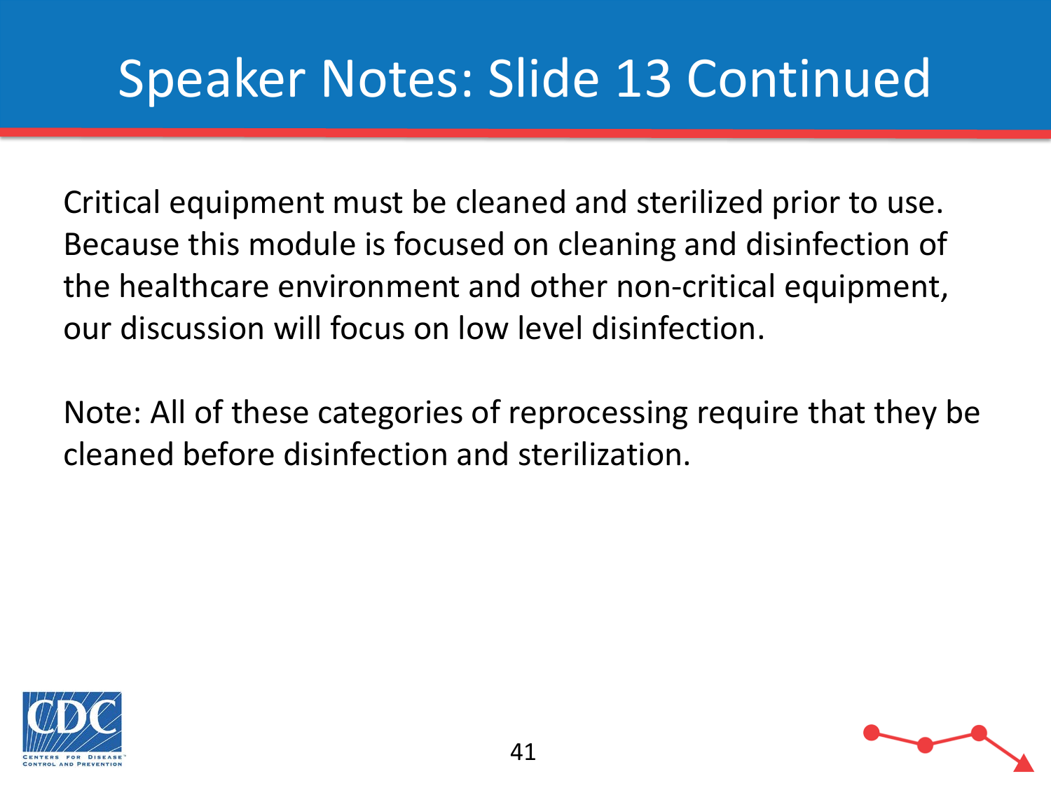# Speaker Notes: Slide 13 Continued

Critical equipment must be cleaned and sterilized prior to use. Because this module is focused on cleaning and disinfection of the healthcare environment and other non-critical equipment, our discussion will focus on low level disinfection.

Note: All of these categories of reprocessing require that they be cleaned before disinfection and sterilization.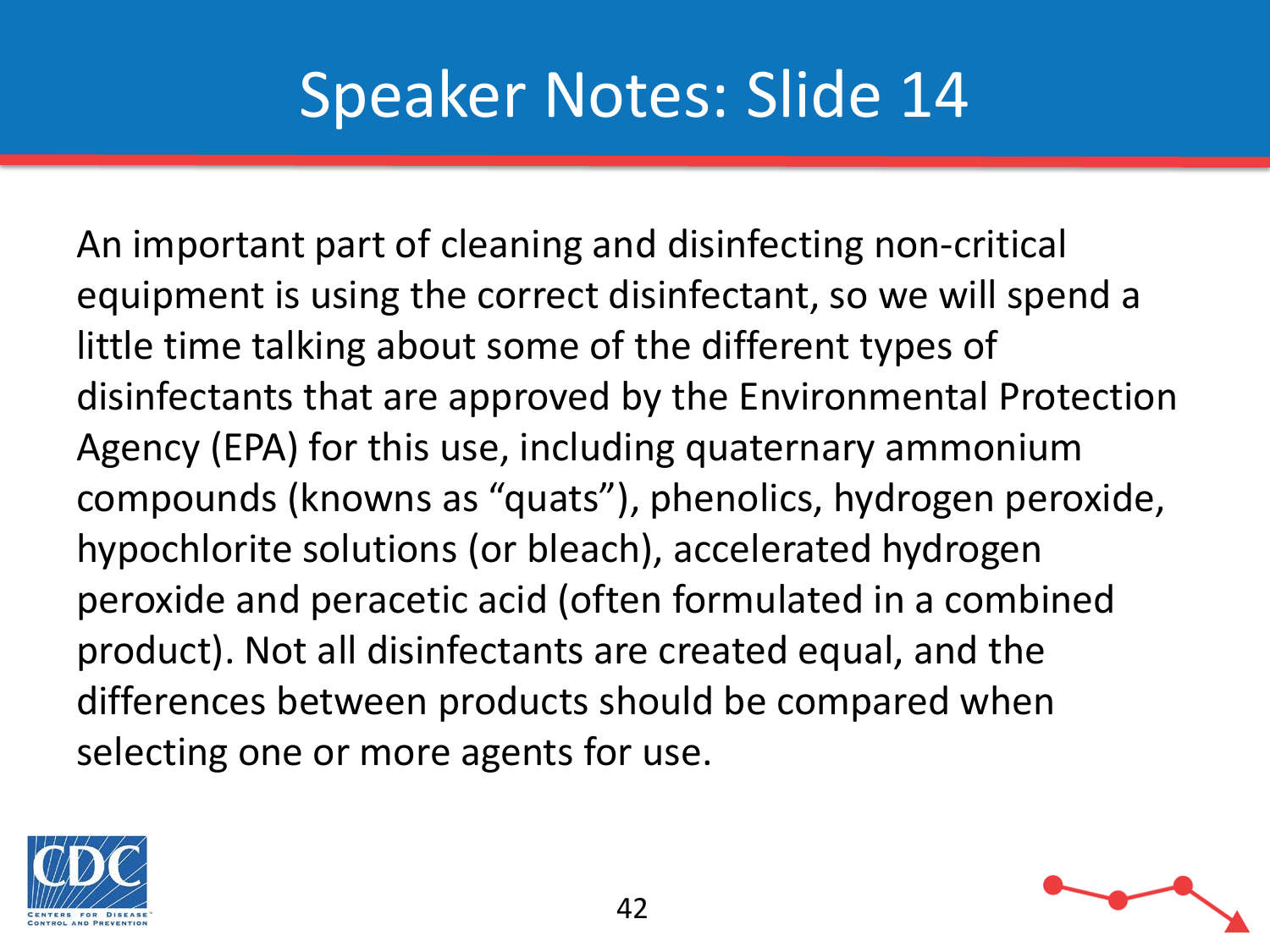# Speaker Notes: Slide 14

An important part of cleaning and disinfecting non-critical equipment is using the correct disinfectant, so we will spend a little time talking about some of the different types of disinfectants that are approved by the Environmental Protection Agency (EPA) for this use, including quaternary ammonium compounds (knowns as "quats"), phenolics, hydrogen peroxide, hypochlorite solutions (or bleach), accelerated hydrogen peroxide and peracetic acid (often formulated in a combined product). Not all disinfectants are created equal, and the differences between products should be compared when selecting one or more agents for use.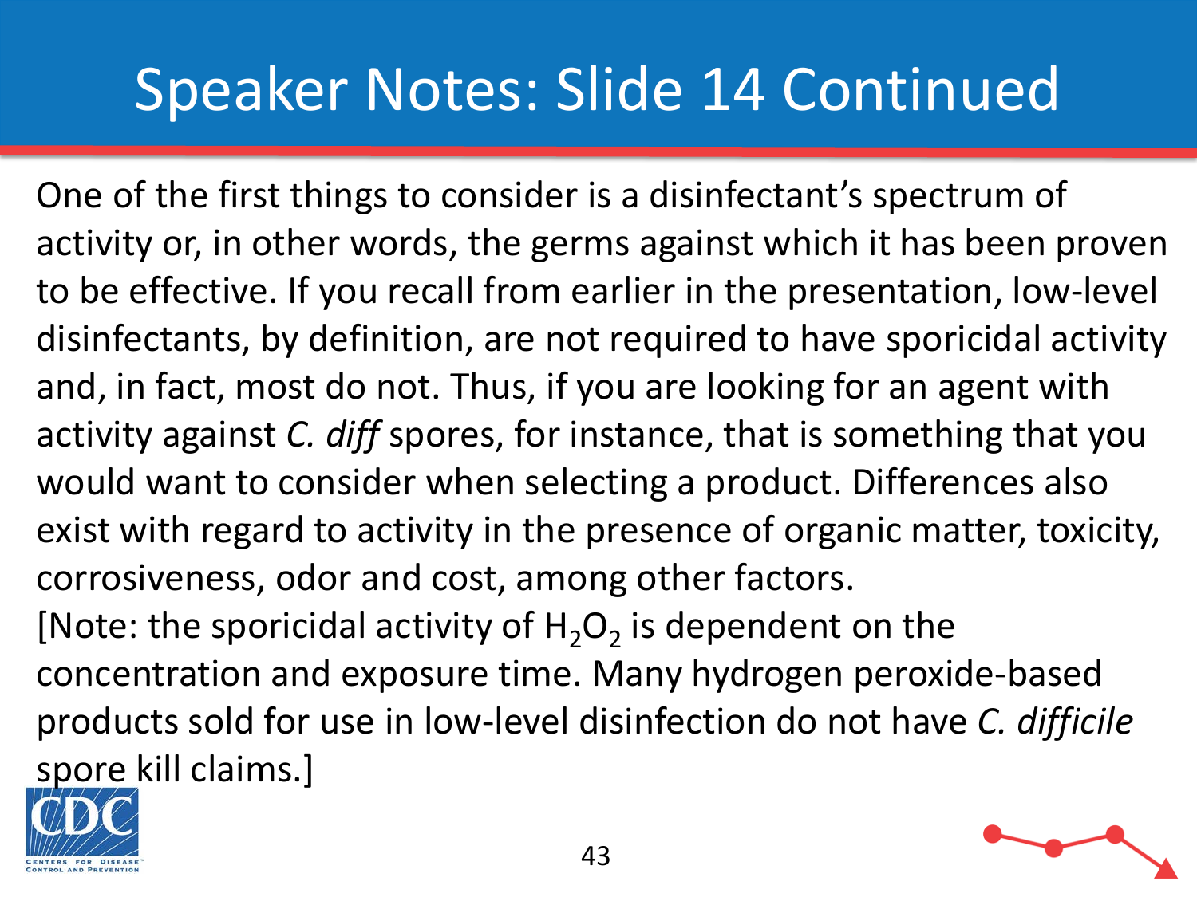# Speaker Notes: Slide 14 Continued

One of the first things to consider is a disinfectant's spectrum of activity or, in other words, the germs against which it has been proven to be effective. If you recall from earlier in the presentation, low-level disinfectants, by definition, are not required to have sporicidal activity and, in fact, most do not. Thus, if you are looking for an agent with activity against *C. diff* spores, for instance, that is something that you would want to consider when selecting a product. Differences also exist with regard to activity in the presence of organic matter, toxicity, corrosiveness, odor and cost, among other factors.

[Note: the sporicidal activity of $H_2O_2$ is dependent on the concentration and exposure time. Many hydrogen peroxide-based products sold for use in low-level disinfection do not have *C. difficile* spore kill claims.]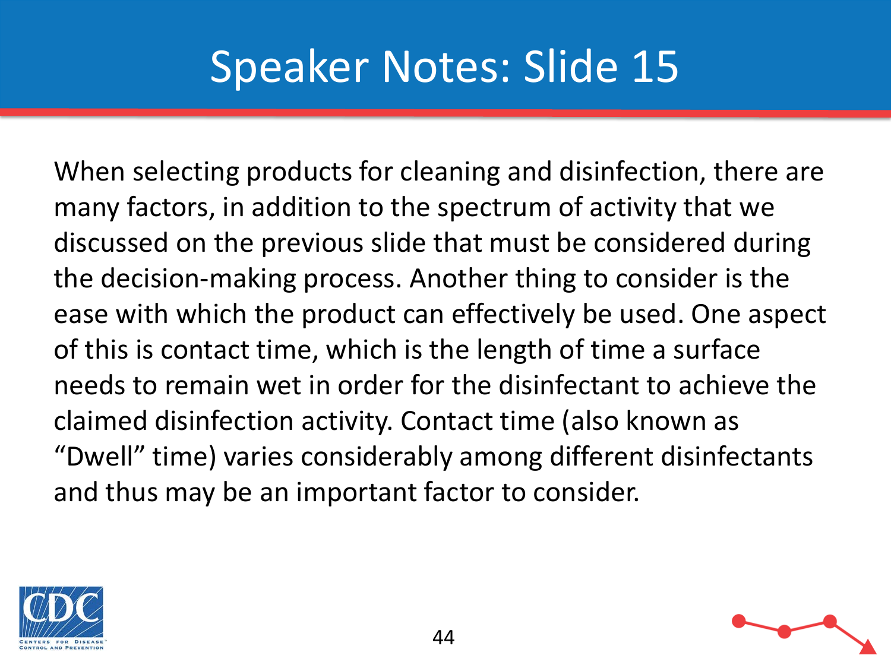# Speaker Notes: Slide 15

When selecting products for cleaning and disinfection, there are many factors, in addition to the spectrum of activity that we discussed on the previous slide that must be considered during the decision-making process. Another thing to consider is the ease with which the product can effectively be used. One aspect of this is contact time, which is the length of time a surface needs to remain wet in order for the disinfectant to achieve the claimed disinfection activity. Contact time (also known as "Dwell" time) varies considerably among different disinfectants and thus may be an important factor to consider.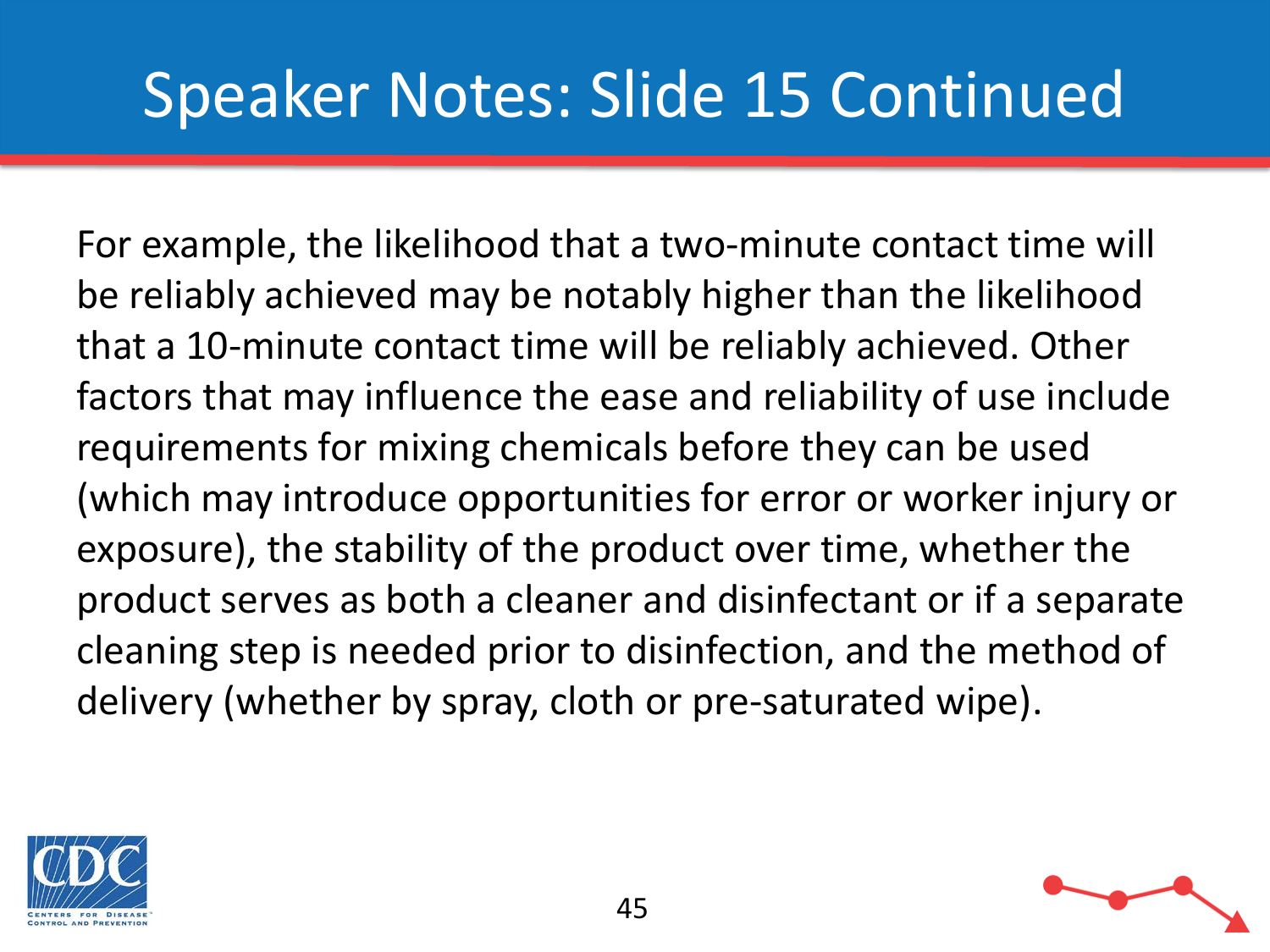# Speaker Notes: Slide 15 Continued

For example, the likelihood that a two-minute contact time will be reliably achieved may be notably higher than the likelihood that a 10-minute contact time will be reliably achieved. Other factors that may influence the ease and reliability of use include requirements for mixing chemicals before they can be used (which may introduce opportunities for error or worker injury or exposure), the stability of the product over time, whether the product serves as both a cleaner and disinfectant or if a separate cleaning step is needed prior to disinfection, and the method of delivery (whether by spray, cloth or pre-saturated wipe).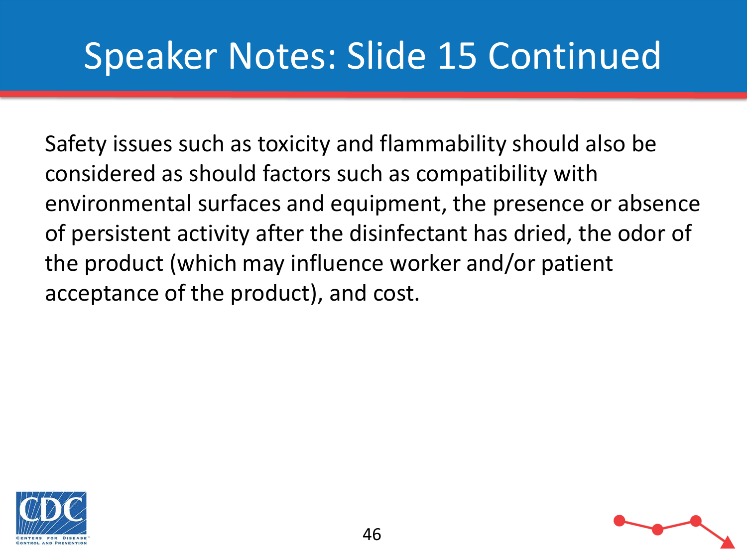# Speaker Notes: Slide 15 Continued

Safety issues such as toxicity and flammability should also be considered as should factors such as compatibility with environmental surfaces and equipment, the presence or absence of persistent activity after the disinfectant has dried, the odor of the product (which may influence worker and/or patient acceptance of the product), and cost.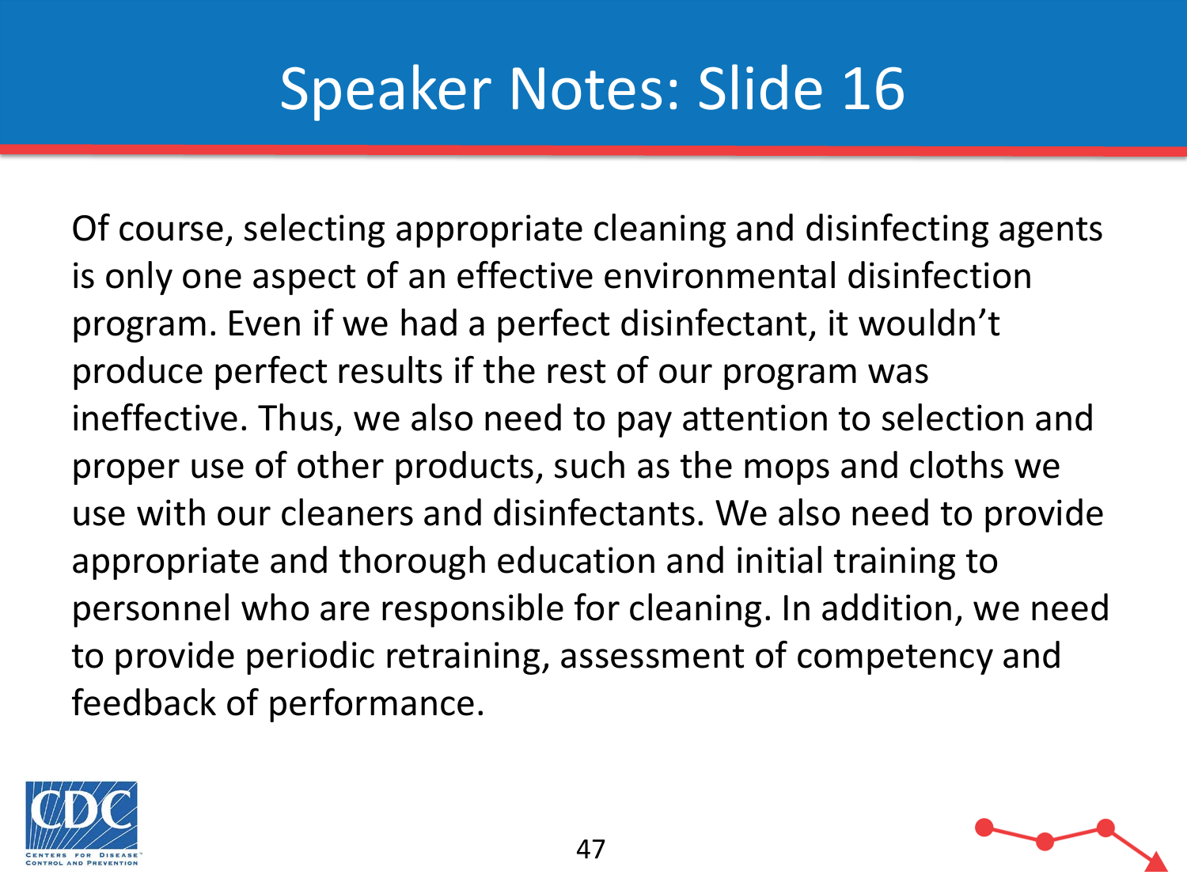# Speaker Notes: Slide 16

Of course, selecting appropriate cleaning and disinfecting agents is only one aspect of an effective environmental disinfection program. Even if we had a perfect disinfectant, it wouldn't produce perfect results if the rest of our program was ineffective. Thus, we also need to pay attention to selection and proper use of other products, such as the mops and cloths we use with our cleaners and disinfectants. We also need to provide appropriate and thorough education and initial training to personnel who are responsible for cleaning. In addition, we need to provide periodic retraining, assessment of competency and feedback of performance.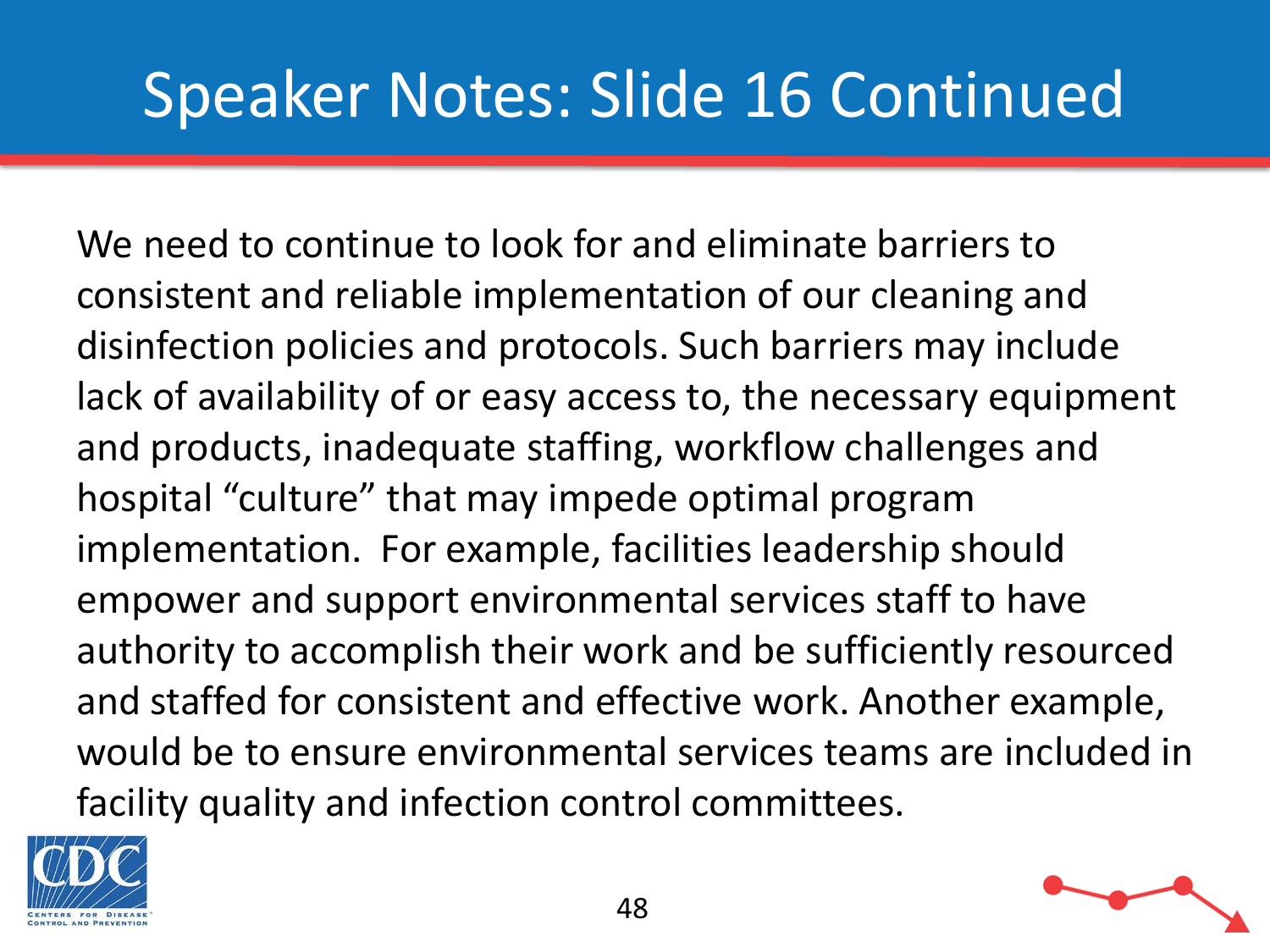# Speaker Notes: Slide 16 Continued

We need to continue to look for and eliminate barriers to consistent and reliable implementation of our cleaning and disinfection policies and protocols. Such barriers may include lack of availability of or easy access to, the necessary equipment and products, inadequate staffing, workflow challenges and hospital “culture” that may impede optimal program implementation. For example, facilities leadership should empower and support environmental services staff to have authority to accomplish their work and be sufficiently resourced and staffed for consistent and effective work. Another example, would be to ensure environmental services teams are included in facility quality and infection control committees.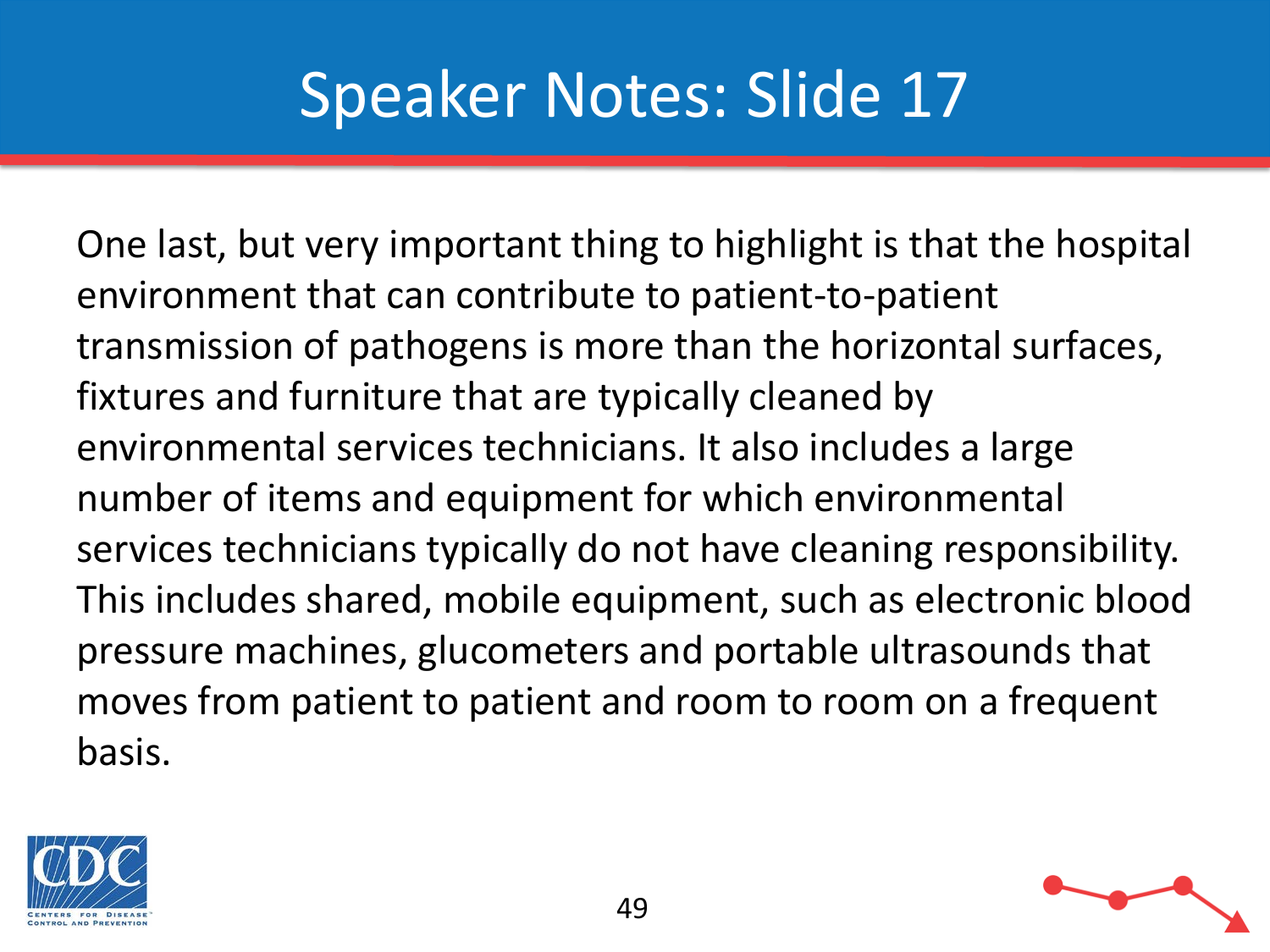# Speaker Notes: Slide 17

One last, but very important thing to highlight is that the hospital environment that can contribute to patient-to-patient transmission of pathogens is more than the horizontal surfaces, fixtures and furniture that are typically cleaned by environmental services technicians. It also includes a large number of items and equipment for which environmental services technicians typically do not have cleaning responsibility. This includes shared, mobile equipment, such as electronic blood pressure machines, glucometers and portable ultrasounds that moves from patient to patient and room to room on a frequent basis.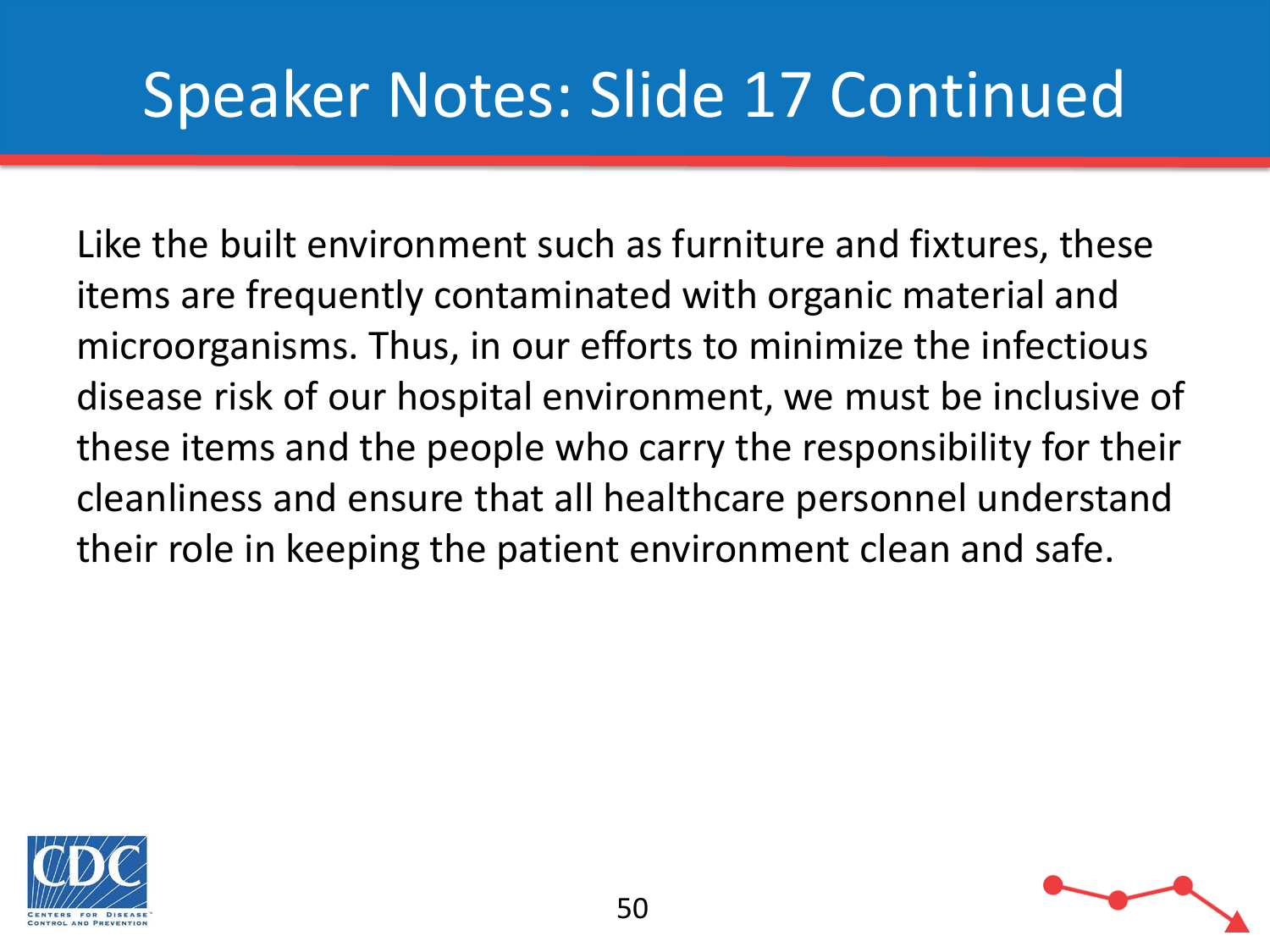# Speaker Notes: Slide 17 Continued

Like the built environment such as furniture and fixtures, these items are frequently contaminated with organic material and microorganisms. Thus, in our efforts to minimize the infectious disease risk of our hospital environment, we must be inclusive of these items and the people who carry the responsibility for their cleanliness and ensure that all healthcare personnel understand their role in keeping the patient environment clean and safe.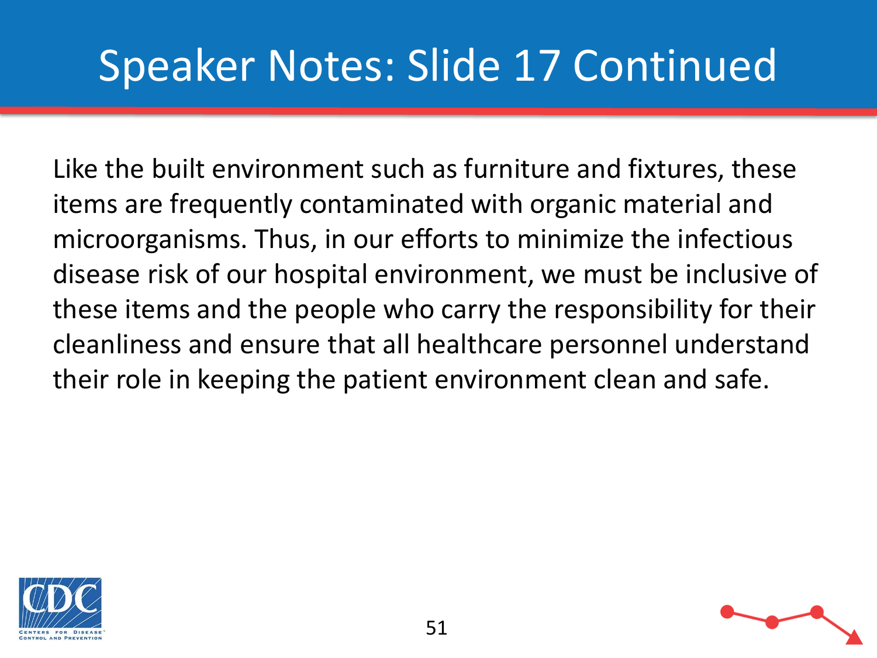# Speaker Notes: Slide 17 Continued

Like the built environment such as furniture and fixtures, these items are frequently contaminated with organic material and microorganisms. Thus, in our efforts to minimize the infectious disease risk of our hospital environment, we must be inclusive of these items and the people who carry the responsibility for their cleanliness and ensure that all healthcare personnel understand their role in keeping the patient environment clean and safe.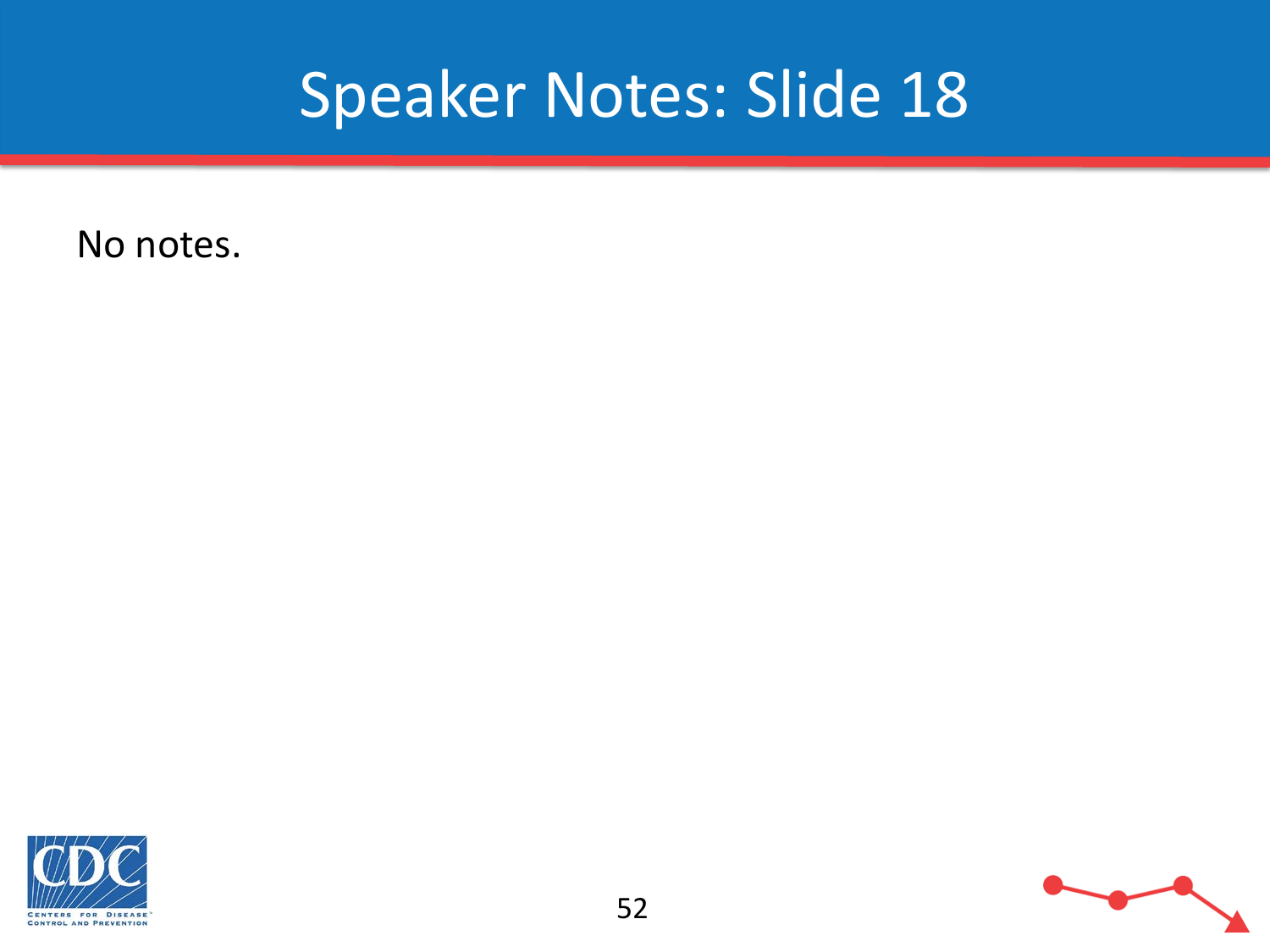# Speaker Notes: Slide 18

No notes.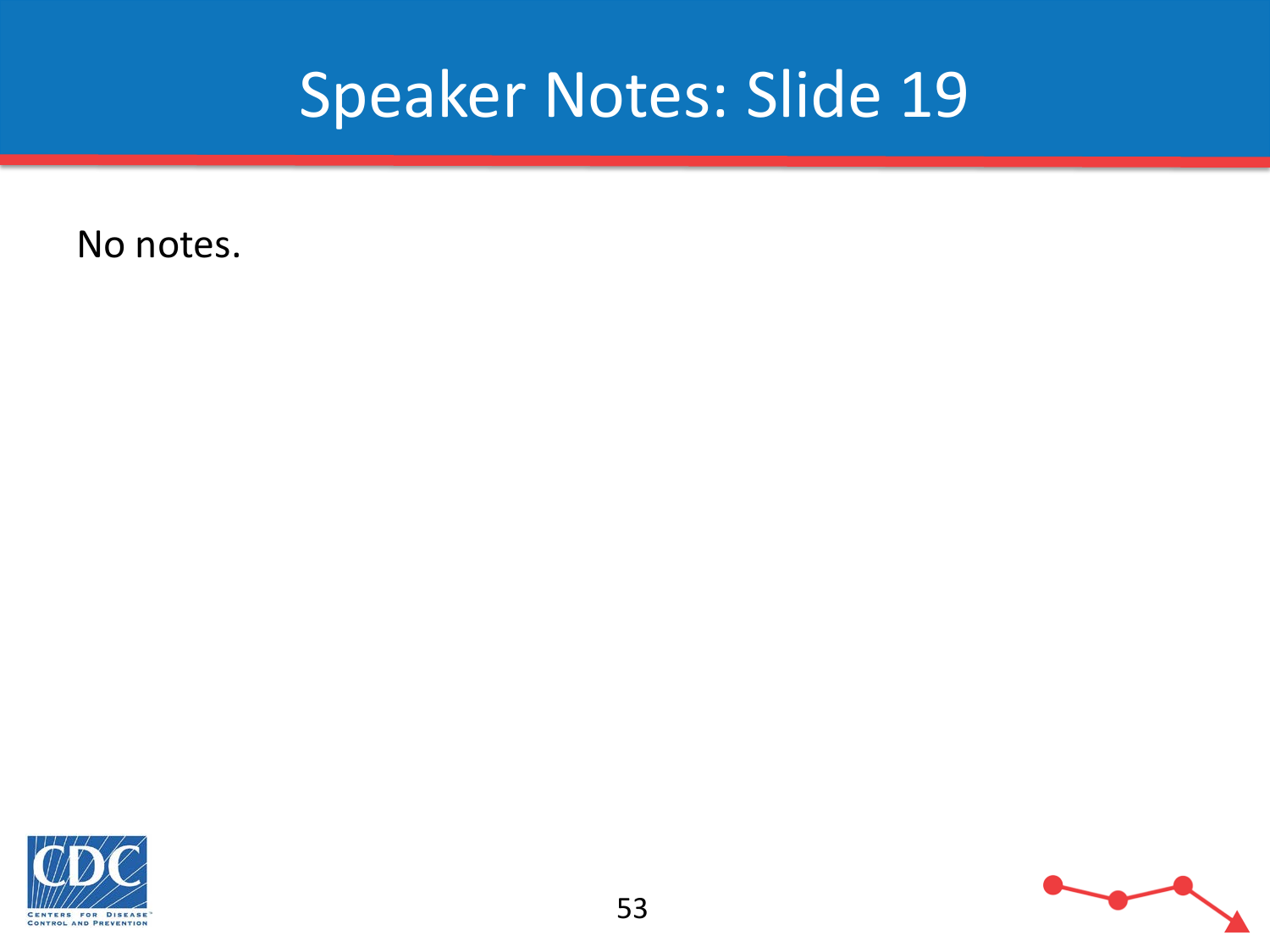# Speaker Notes: Slide 19

No notes.